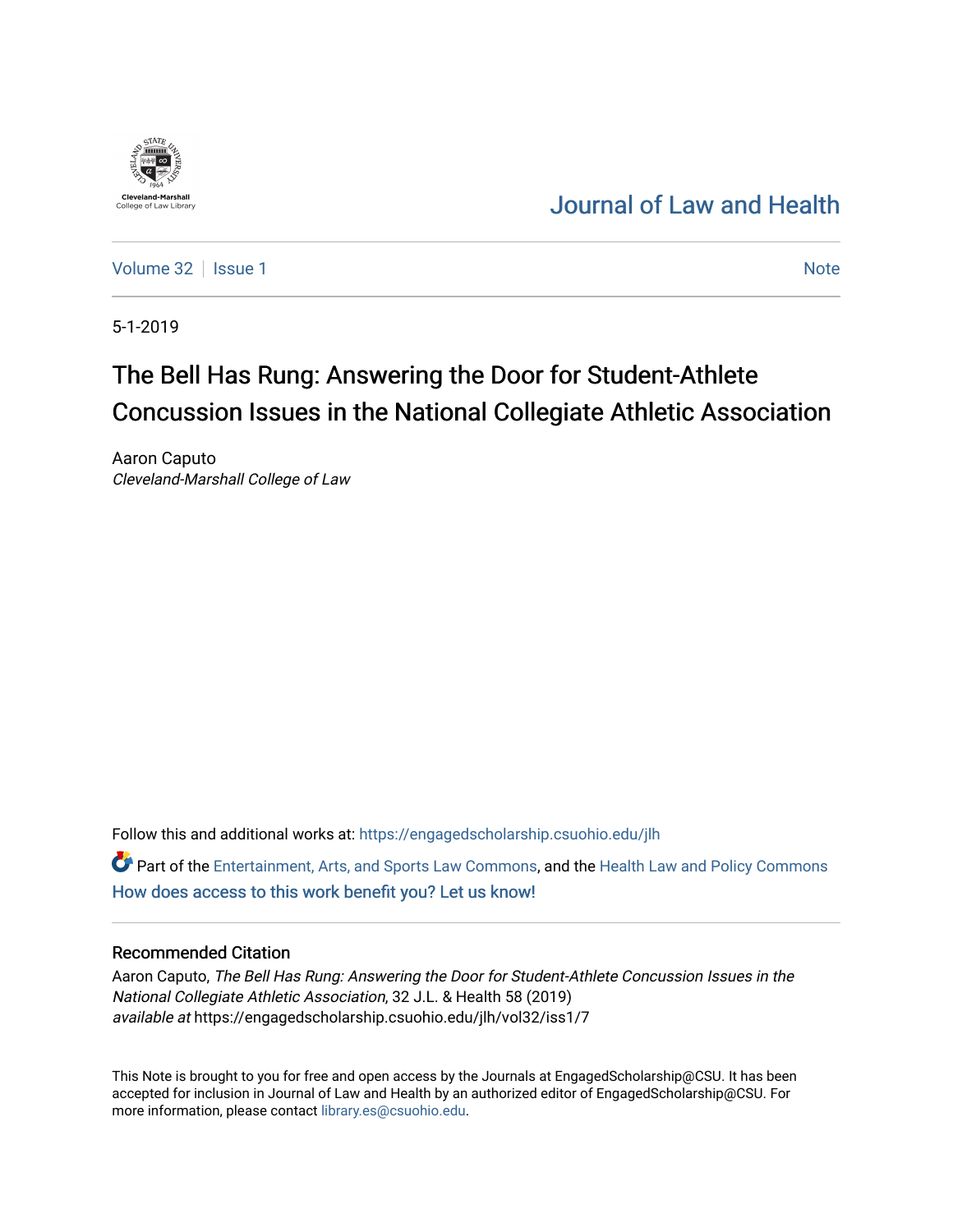Cleveland-Marshall College of Law Library

# Journal of Law and Health

Volume 32 | Issue 1 — Note

5-1-2019

# The Bell Has Rung: Answering the Door for Student-Athlete Concussion Issues in the National Collegiate Athletic Association

Aaron Caputo
*Cleveland-Marshall College of Law*

Follow this and additional works at: https://engagedscholarship.csuohio.edu/jlh

Part of the Entertainment, Arts, and Sports Law Commons, and the Health Law and Policy Commons

How does access to this work benefit you? Let us know!

## Recommended Citation

Aaron Caputo, *The Bell Has Rung: Answering the Door for Student-Athlete Concussion Issues in the National Collegiate Athletic Association*, 32 J.L. & Health 58 (2019)
*available at* https://engagedscholarship.csuohio.edu/jlh/vol32/iss1/7

This Note is brought to you for free and open access by the Journals at EngagedScholarship@CSU. It has been accepted for inclusion in Journal of Law and Health by an authorized editor of EngagedScholarship@CSU. For more information, please contact library.es@csuohio.edu.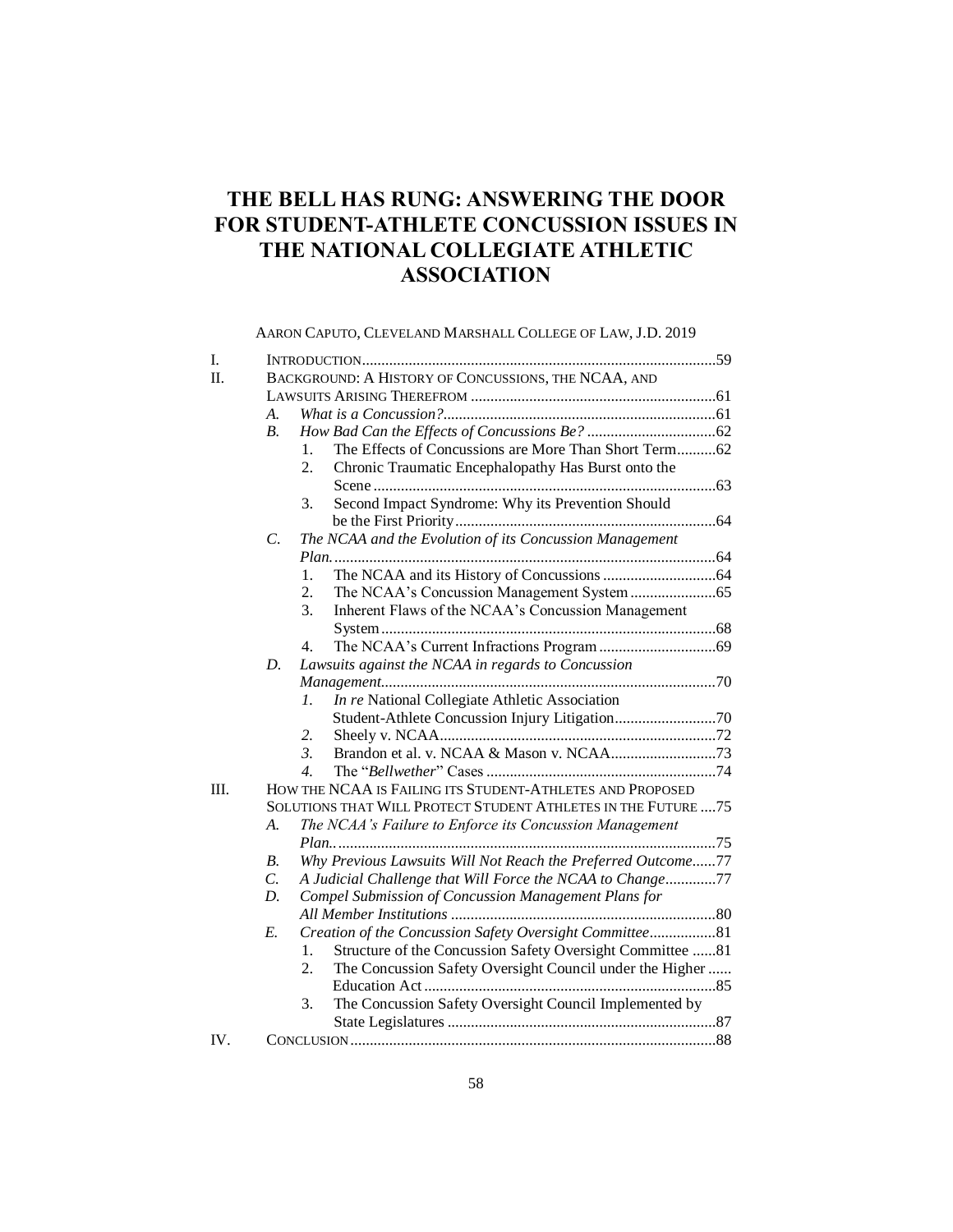# THE BELL HAS RUNG: ANSWERING THE DOOR FOR STUDENT-ATHLETE CONCUSSION ISSUES IN THE NATIONAL COLLEGIATE ATHLETIC ASSOCIATION

AARON CAPUTO, CLEVELAND MARSHALL COLLEGE OF LAW, J.D. 2019

- I. INTRODUCTION .......... 59
- II. BACKGROUND: A HISTORY OF CONCUSSIONS, THE NCAA, AND LAWSUITS ARISING THEREFROM .......... 61
  - A. *What is a Concussion?* .......... 61
  - B. *How Bad Can the Effects of Concussions Be?* .......... 62
    1. The Effects of Concussions are More Than Short Term .......... 62
    2. Chronic Traumatic Encephalopathy Has Burst onto the Scene .......... 63
    3. Second Impact Syndrome: Why its Prevention Should be the First Priority .......... 64
  - C. *The NCAA and the Evolution of its Concussion Management Plan.* .......... 64
    1. The NCAA and its History of Concussions .......... 64
    2. The NCAA's Concussion Management System .......... 65
    3. Inherent Flaws of the NCAA's Concussion Management System .......... 68
    4. The NCAA's Current Infractions Program .......... 69
  - D. *Lawsuits against the NCAA in regards to Concussion Management* .......... 70
    1. *In re* National Collegiate Athletic Association Student-Athlete Concussion Injury Litigation .......... 70
    2. Sheely v. NCAA .......... 72
    3. Brandon et al. v. NCAA & Mason v. NCAA .......... 73
    4. The "*Bellwether*" Cases .......... 74
- III. HOW THE NCAA IS FAILING ITS STUDENT-ATHLETES AND PROPOSED SOLUTIONS THAT WILL PROTECT STUDENT ATHLETES IN THE FUTURE .... 75
  - A. *The NCAA's Failure to Enforce its Concussion Management Plan.* .......... 75
  - B. *Why Previous Lawsuits Will Not Reach the Preferred Outcome* .......... 77
  - C. *A Judicial Challenge that Will Force the NCAA to Change* .......... 77
  - D. *Compel Submission of Concussion Management Plans for All Member Institutions* .......... 80
  - E. *Creation of the Concussion Safety Oversight Committee* .......... 81
    1. Structure of the Concussion Safety Oversight Committee .......... 81
    2. The Concussion Safety Oversight Council under the Higher Education Act .......... 85
    3. The Concussion Safety Oversight Council Implemented by State Legislatures .......... 87
- IV. CONCLUSION .......... 88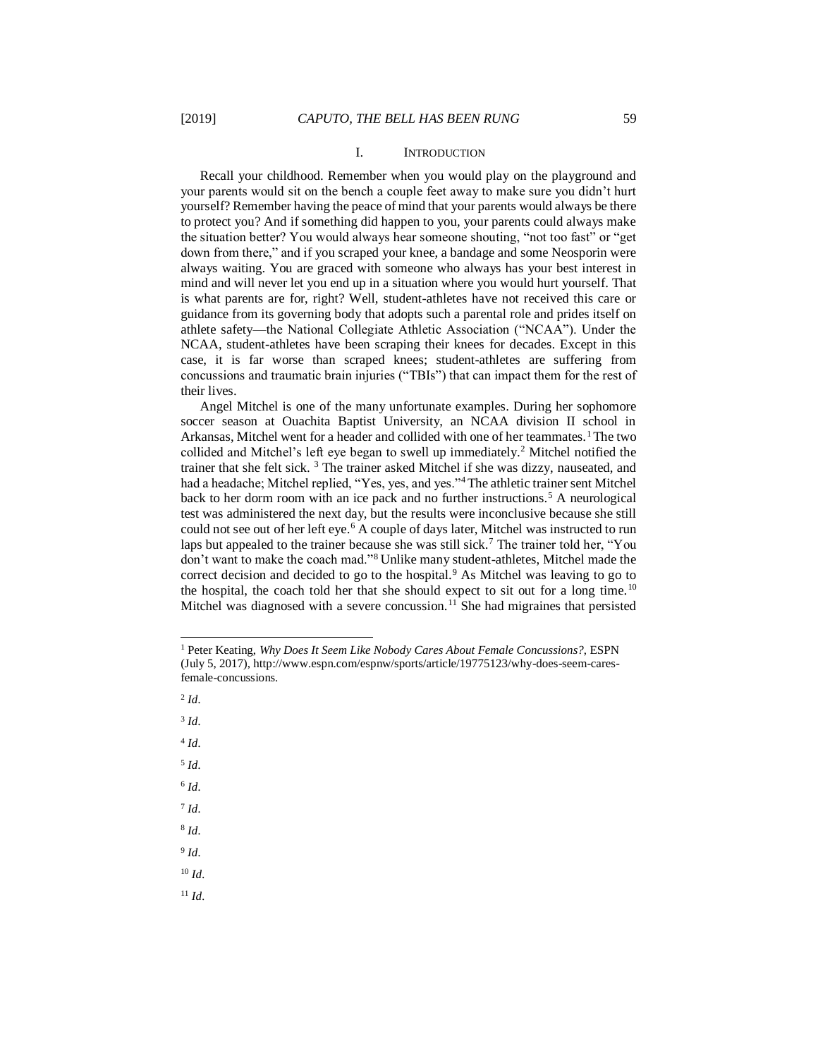## I. Introduction

Recall your childhood. Remember when you would play on the playground and your parents would sit on the bench a couple feet away to make sure you didn't hurt yourself? Remember having the peace of mind that your parents would always be there to protect you? And if something did happen to you, your parents could always make the situation better? You would always hear someone shouting, "not too fast" or "get down from there," and if you scraped your knee, a bandage and some Neosporin were always waiting. You are graced with someone who always has your best interest in mind and will never let you end up in a situation where you would hurt yourself. That is what parents are for, right? Well, student-athletes have not received this care or guidance from its governing body that adopts such a parental role and prides itself on athlete safety—the National Collegiate Athletic Association ("NCAA"). Under the NCAA, student-athletes have been scraping their knees for decades. Except in this case, it is far worse than scraped knees; student-athletes are suffering from concussions and traumatic brain injuries ("TBIs") that can impact them for the rest of their lives.

Angel Mitchel is one of the many unfortunate examples. During her sophomore soccer season at Ouachita Baptist University, an NCAA division II school in Arkansas, Mitchel went for a header and collided with one of her teammates.[1] The two collided and Mitchel's left eye began to swell up immediately.[2] Mitchel notified the trainer that she felt sick.[3] The trainer asked Mitchel if she was dizzy, nauseated, and had a headache; Mitchel replied, "Yes, yes, and yes."[4] The athletic trainer sent Mitchel back to her dorm room with an ice pack and no further instructions.[5] A neurological test was administered the next day, but the results were inconclusive because she still could not see out of her left eye.[6] A couple of days later, Mitchel was instructed to run laps but appealed to the trainer because she was still sick.[7] The trainer told her, "You don't want to make the coach mad."[8] Unlike many student-athletes, Mitchel made the correct decision and decided to go to the hospital.[9] As Mitchel was leaving to go to the hospital, the coach told her that she should expect to sit out for a long time.[10] Mitchel was diagnosed with a severe concussion.[11] She had migraines that persisted

---

[1] Peter Keating, *Why Does It Seem Like Nobody Cares About Female Concussions?*, ESPN (July 5, 2017), http://www.espn.com/espnw/sports/article/19775123/why-does-seem-cares-female-concussions.

[2] *Id*.

[3] *Id*.

[4] *Id*.

[5] *Id*.

[6] *Id*.

[7] *Id*.

[8] *Id*.

[9] *Id*.

[10] *Id*.

[11] *Id*.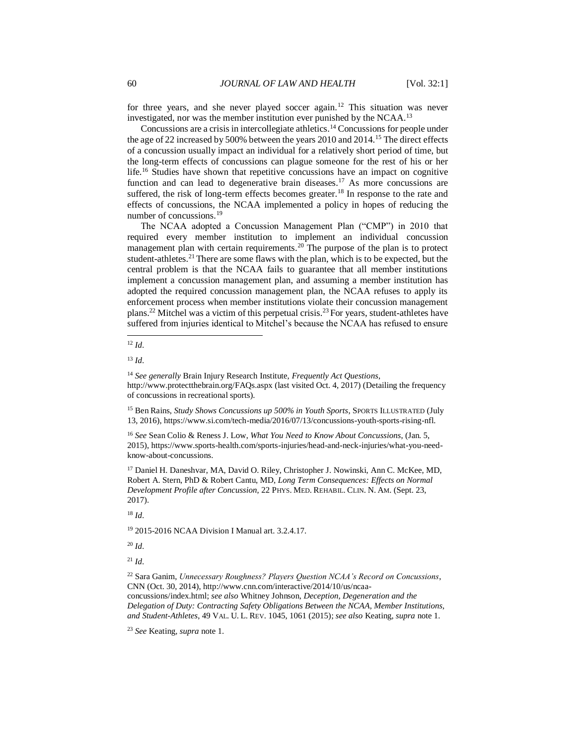for three years, and she never played soccer again.[12] This situation was never investigated, nor was the member institution ever punished by the NCAA.[13]

Concussions are a crisis in intercollegiate athletics.[14] Concussions for people under the age of 22 increased by 500% between the years 2010 and 2014.[15] The direct effects of a concussion usually impact an individual for a relatively short period of time, but the long-term effects of concussions can plague someone for the rest of his or her life.[16] Studies have shown that repetitive concussions have an impact on cognitive function and can lead to degenerative brain diseases.[17] As more concussions are suffered, the risk of long-term effects becomes greater.[18] In response to the rate and effects of concussions, the NCAA implemented a policy in hopes of reducing the number of concussions.[19]

The NCAA adopted a Concussion Management Plan ("CMP") in 2010 that required every member institution to implement an individual concussion management plan with certain requirements.[20] The purpose of the plan is to protect student-athletes.[21] There are some flaws with the plan, which is to be expected, but the central problem is that the NCAA fails to guarantee that all member institutions implement a concussion management plan, and assuming a member institution has adopted the required concussion management plan, the NCAA refuses to apply its enforcement process when member institutions violate their concussion management plans.[22] Mitchel was a victim of this perpetual crisis.[23] For years, student-athletes have suffered from injuries identical to Mitchel's because the NCAA has refused to ensure

---

[12] *Id.*

[13] *Id.*

[14] *See generally* Brain Injury Research Institute, *Frequently Act Questions*, http://www.protectthebrain.org/FAQs.aspx (last visited Oct. 4, 2017) (Detailing the frequency of concussions in recreational sports).

[15] Ben Rains, *Study Shows Concussions up 500% in Youth Sports*, SPORTS ILLUSTRATED (July 13, 2016), https://www.si.com/tech-media/2016/07/13/concussions-youth-sports-rising-nfl.

[16] *See* Sean Colio & Reness J. Low, *What You Need to Know About Concussions*, (Jan. 5, 2015), https://www.sports-health.com/sports-injuries/head-and-neck-injuries/what-you-need-know-about-concussions.

[17] Daniel H. Daneshvar, MA, David O. Riley, Christopher J. Nowinski, Ann C. McKee, MD, Robert A. Stern, PhD & Robert Cantu, MD, *Long Term Consequences: Effects on Normal Development Profile after Concussion*, 22 PHYS. MED. REHABIL. CLIN. N. AM. (Sept. 23, 2017).

[18] *Id.*

[19] 2015-2016 NCAA Division I Manual art. 3.2.4.17.

[20] *Id.*

[21] *Id.*

[22] Sara Ganim, *Unnecessary Roughness? Players Question NCAA's Record on Concussions*, CNN (Oct. 30, 2014), http://www.cnn.com/interactive/2014/10/us/ncaa-concussions/index.html; *see also* Whitney Johnson, *Deception, Degeneration and the Delegation of Duty: Contracting Safety Obligations Between the NCAA, Member Institutions, and Student-Athletes*, 49 VAL. U. L. REV. 1045, 1061 (2015); *see also* Keating, *supra* note 1.

[23] *See* Keating, *supra* note 1.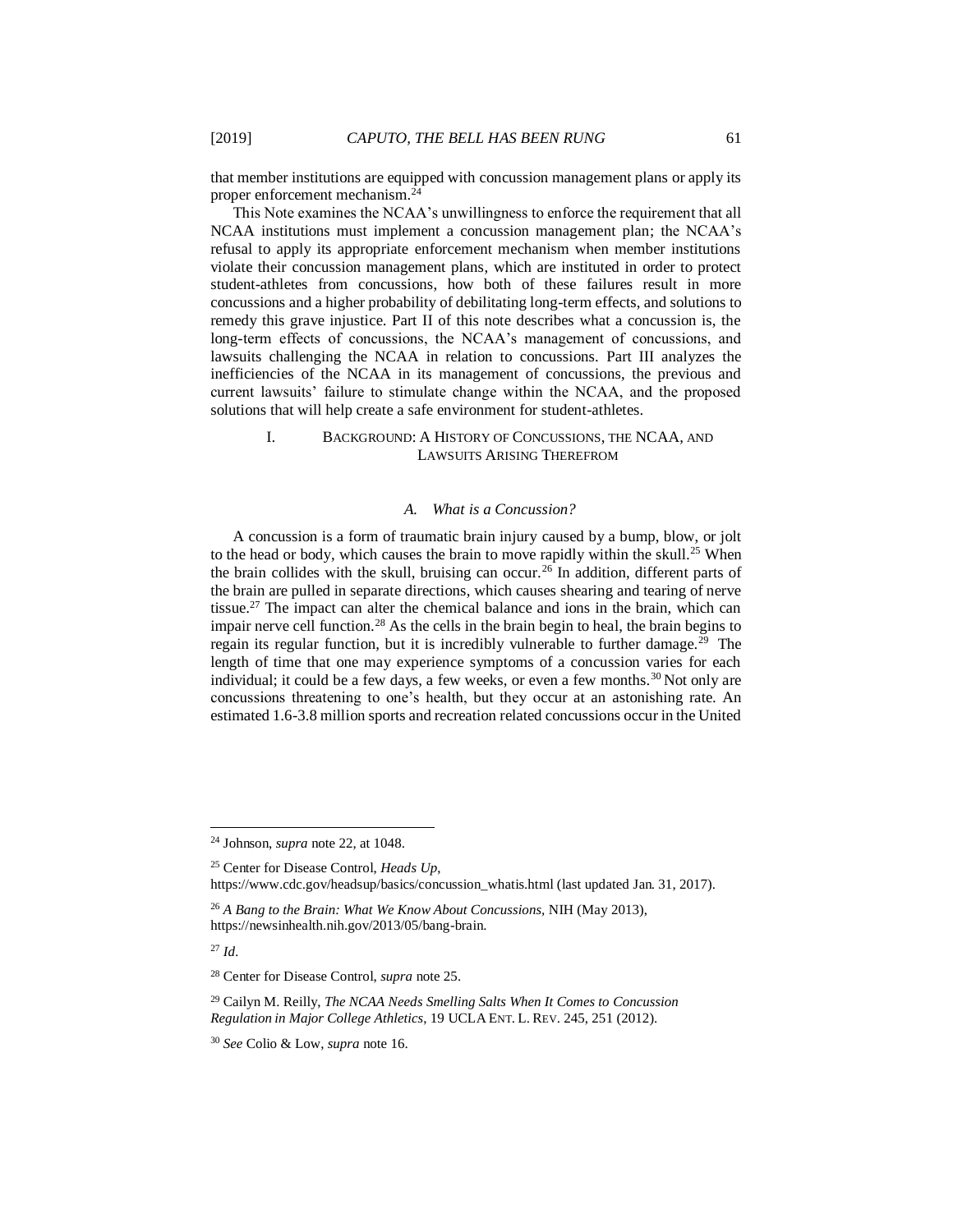that member institutions are equipped with concussion management plans or apply its proper enforcement mechanism.[24]

This Note examines the NCAA's unwillingness to enforce the requirement that all NCAA institutions must implement a concussion management plan; the NCAA's refusal to apply its appropriate enforcement mechanism when member institutions violate their concussion management plans, which are instituted in order to protect student-athletes from concussions, how both of these failures result in more concussions and a higher probability of debilitating long-term effects, and solutions to remedy this grave injustice. Part II of this note describes what a concussion is, the long-term effects of concussions, the NCAA's management of concussions, and lawsuits challenging the NCAA in relation to concussions. Part III analyzes the inefficiencies of the NCAA in its management of concussions, the previous and current lawsuits' failure to stimulate change within the NCAA, and the proposed solutions that will help create a safe environment for student-athletes.

## I. BACKGROUND: A HISTORY OF CONCUSSIONS, THE NCAA, AND LAWSUITS ARISING THEREFROM

### *A. What is a Concussion?*

A concussion is a form of traumatic brain injury caused by a bump, blow, or jolt to the head or body, which causes the brain to move rapidly within the skull.[25] When the brain collides with the skull, bruising can occur.[26] In addition, different parts of the brain are pulled in separate directions, which causes shearing and tearing of nerve tissue.[27] The impact can alter the chemical balance and ions in the brain, which can impair nerve cell function.[28] As the cells in the brain begin to heal, the brain begins to regain its regular function, but it is incredibly vulnerable to further damage.[29] The length of time that one may experience symptoms of a concussion varies for each individual; it could be a few days, a few weeks, or even a few months.[30] Not only are concussions threatening to one's health, but they occur at an astonishing rate. An estimated 1.6-3.8 million sports and recreation related concussions occur in the United

---

[24] Johnson, *supra* note 22, at 1048.

[25] Center for Disease Control, *Heads Up*, https://www.cdc.gov/headsup/basics/concussion_whatis.html (last updated Jan. 31, 2017).

[26] *A Bang to the Brain: What We Know About Concussions*, NIH (May 2013), https://newsinhealth.nih.gov/2013/05/bang-brain.

[27] *Id*.

[28] Center for Disease Control, *supra* note 25.

[29] Cailyn M. Reilly, *The NCAA Needs Smelling Salts When It Comes to Concussion Regulation in Major College Athletics*, 19 UCLA ENT. L. REV. 245, 251 (2012).

[30] *See* Colio & Low, *supra* note 16.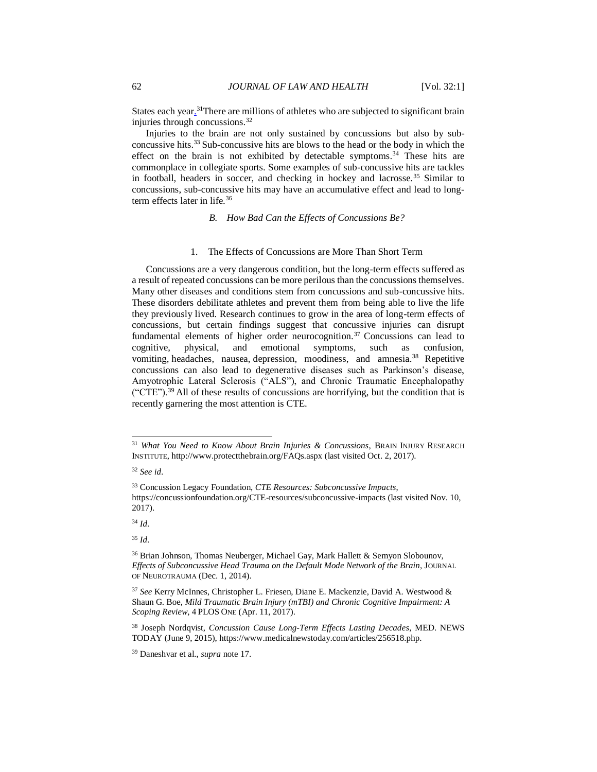States each year.[31] There are millions of athletes who are subjected to significant brain injuries through concussions.[32]

Injuries to the brain are not only sustained by concussions but also by sub-concussive hits.[33] Sub-concussive hits are blows to the head or the body in which the effect on the brain is not exhibited by detectable symptoms.[34] These hits are commonplace in collegiate sports. Some examples of sub-concussive hits are tackles in football, headers in soccer, and checking in hockey and lacrosse.[35] Similar to concussions, sub-concussive hits may have an accumulative effect and lead to long-term effects later in life.[36]

### *B. How Bad Can the Effects of Concussions Be?*

#### 1. The Effects of Concussions are More Than Short Term

Concussions are a very dangerous condition, but the long-term effects suffered as a result of repeated concussions can be more perilous than the concussions themselves. Many other diseases and conditions stem from concussions and sub-concussive hits. These disorders debilitate athletes and prevent them from being able to live the life they previously lived. Research continues to grow in the area of long-term effects of concussions, but certain findings suggest that concussive injuries can disrupt fundamental elements of higher order neurocognition.[37] Concussions can lead to cognitive, physical, and emotional symptoms, such as confusion, vomiting, headaches, nausea, depression, moodiness, and amnesia.[38] Repetitive concussions can also lead to degenerative diseases such as Parkinson's disease, Amyotrophic Lateral Sclerosis ("ALS"), and Chronic Traumatic Encephalopathy ("CTE").[39] All of these results of concussions are horrifying, but the condition that is recently garnering the most attention is CTE.

---

[31] *What You Need to Know About Brain Injuries & Concussions*, BRAIN INJURY RESEARCH INSTITUTE, http://www.protectthebrain.org/FAQs.aspx (last visited Oct. 2, 2017).

[32] *See id*.

[33] Concussion Legacy Foundation, *CTE Resources: Subconcussive Impacts*, https://concussionfoundation.org/CTE-resources/subconcussive-impacts (last visited Nov. 10, 2017).

[34] *Id*.

[35] *Id*.

[36] Brian Johnson, Thomas Neuberger, Michael Gay, Mark Hallett & Semyon Slobounov, *Effects of Subconcussive Head Trauma on the Default Mode Network of the Brain*, JOURNAL OF NEUROTRAUMA (Dec. 1, 2014).

[37] *See* Kerry McInnes, Christopher L. Friesen, Diane E. Mackenzie, David A. Westwood & Shaun G. Boe, *Mild Traumatic Brain Injury (mTBI) and Chronic Cognitive Impairment: A Scoping Review*, 4 PLOS ONE (Apr. 11, 2017).

[38] Joseph Nordqvist, *Concussion Cause Long-Term Effects Lasting Decades*, MED. NEWS TODAY (June 9, 2015), https://www.medicalnewstoday.com/articles/256518.php.

[39] Daneshvar et al., *supra* note 17.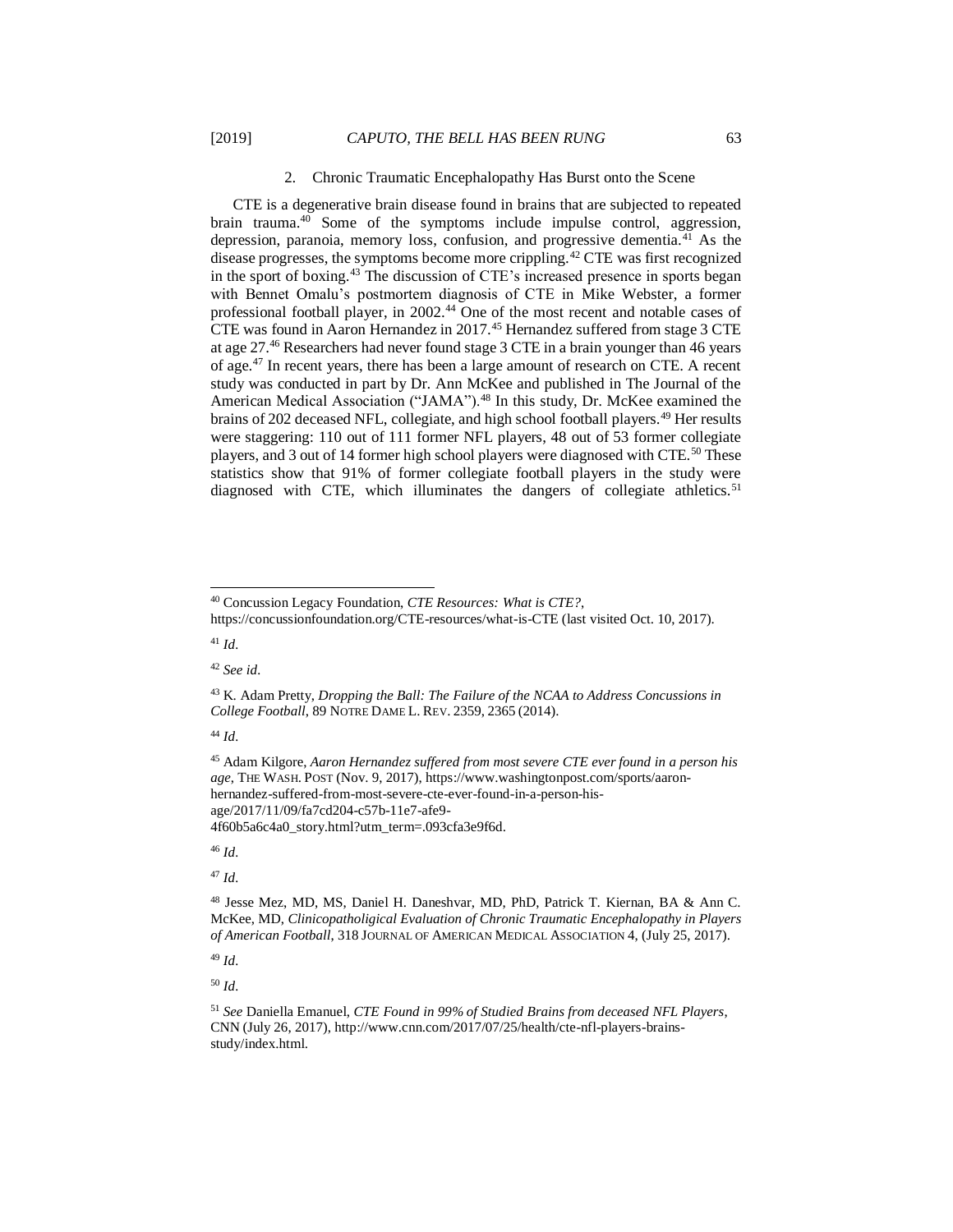### 2. Chronic Traumatic Encephalopathy Has Burst onto the Scene

CTE is a degenerative brain disease found in brains that are subjected to repeated brain trauma.[40] Some of the symptoms include impulse control, aggression, depression, paranoia, memory loss, confusion, and progressive dementia.[41] As the disease progresses, the symptoms become more crippling.[42] CTE was first recognized in the sport of boxing.[43] The discussion of CTE's increased presence in sports began with Bennet Omalu's postmortem diagnosis of CTE in Mike Webster, a former professional football player, in 2002.[44] One of the most recent and notable cases of CTE was found in Aaron Hernandez in 2017.[45] Hernandez suffered from stage 3 CTE at age 27.[46] Researchers had never found stage 3 CTE in a brain younger than 46 years of age.[47] In recent years, there has been a large amount of research on CTE. A recent study was conducted in part by Dr. Ann McKee and published in The Journal of the American Medical Association ("JAMA").[48] In this study, Dr. McKee examined the brains of 202 deceased NFL, collegiate, and high school football players.[49] Her results were staggering: 110 out of 111 former NFL players, 48 out of 53 former collegiate players, and 3 out of 14 former high school players were diagnosed with CTE.[50] These statistics show that 91% of former collegiate football players in the study were diagnosed with CTE, which illuminates the dangers of collegiate athletics.[51]

---

[40] Concussion Legacy Foundation, *CTE Resources: What is CTE?*, https://concussionfoundation.org/CTE-resources/what-is-CTE (last visited Oct. 10, 2017).

[41] *Id*.

[42] *See id*.

[43] K. Adam Pretty, *Dropping the Ball: The Failure of the NCAA to Address Concussions in College Football*, 89 NOTRE DAME L. REV. 2359, 2365 (2014).

[44] *Id*.

[45] Adam Kilgore, *Aaron Hernandez suffered from most severe CTE ever found in a person his age*, THE WASH. POST (Nov. 9, 2017), https://www.washingtonpost.com/sports/aaron-hernandez-suffered-from-most-severe-cte-ever-found-in-a-person-his-age/2017/11/09/fa7cd204-c57b-11e7-afe9-4f60b5a6c4a0_story.html?utm_term=.093cfa3e9f6d.

[46] *Id*.

[47] *Id*.

[48] Jesse Mez, MD, MS, Daniel H. Daneshvar, MD, PhD, Patrick T. Kiernan, BA & Ann C. McKee, MD, *Clinicopatholigical Evaluation of Chronic Traumatic Encephalopathy in Players of American Football*, 318 JOURNAL OF AMERICAN MEDICAL ASSOCIATION 4, (July 25, 2017).

[49] *Id*.

[50] *Id*.

[51] *See* Daniella Emanuel, *CTE Found in 99% of Studied Brains from deceased NFL Players*, CNN (July 26, 2017), http://www.cnn.com/2017/07/25/health/cte-nfl-players-brains-study/index.html.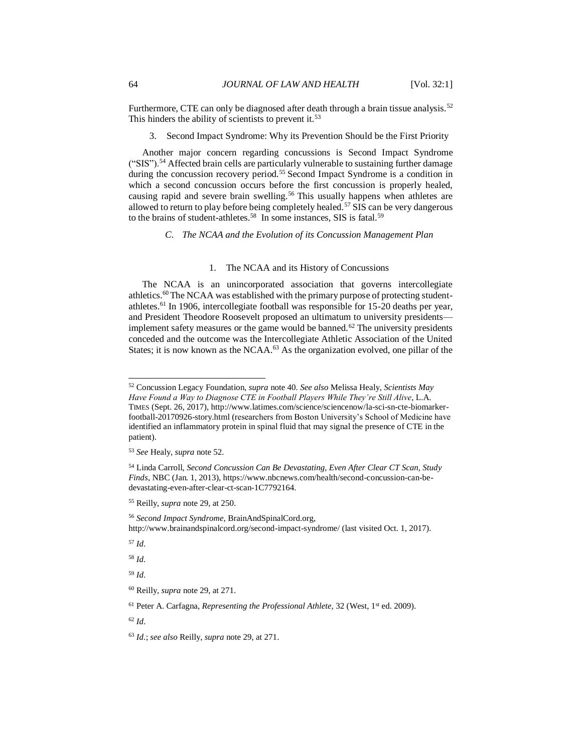Furthermore, CTE can only be diagnosed after death through a brain tissue analysis.[52] This hinders the ability of scientists to prevent it.[53]

3. Second Impact Syndrome: Why its Prevention Should be the First Priority

Another major concern regarding concussions is Second Impact Syndrome ("SIS").[54] Affected brain cells are particularly vulnerable to sustaining further damage during the concussion recovery period.[55] Second Impact Syndrome is a condition in which a second concussion occurs before the first concussion is properly healed, causing rapid and severe brain swelling.[56] This usually happens when athletes are allowed to return to play before being completely healed.[57] SIS can be very dangerous to the brains of student-athletes.[58] In some instances, SIS is fatal.[59]

### *C. The NCAA and the Evolution of its Concussion Management Plan*

1. The NCAA and its History of Concussions

The NCAA is an unincorporated association that governs intercollegiate athletics.[60] The NCAA was established with the primary purpose of protecting student-athletes.[61] In 1906, intercollegiate football was responsible for 15-20 deaths per year, and President Theodore Roosevelt proposed an ultimatum to university presidents—implement safety measures or the game would be banned.[62] The university presidents conceded and the outcome was the Intercollegiate Athletic Association of the United States; it is now known as the NCAA.[63] As the organization evolved, one pillar of the

---

[52] Concussion Legacy Foundation, *supra* note 40. *See also* Melissa Healy, *Scientists May Have Found a Way to Diagnose CTE in Football Players While They're Still Alive*, L.A. TIMES (Sept. 26, 2017), http://www.latimes.com/science/sciencenow/la-sci-sn-cte-biomarker-football-20170926-story.html (researchers from Boston University's School of Medicine have identified an inflammatory protein in spinal fluid that may signal the presence of CTE in the patient).

[53] *See* Healy, *supra* note 52.

[54] Linda Carroll, *Second Concussion Can Be Devastating, Even After Clear CT Scan, Study Finds*, NBC (Jan. 1, 2013), https://www.nbcnews.com/health/second-concussion-can-be-devastating-even-after-clear-ct-scan-1C7792164.

[55] Reilly, *supra* note 29, at 250.

[56] *Second Impact Syndrome*, BrainAndSpinalCord.org, http://www.brainandspinalcord.org/second-impact-syndrome/ (last visited Oct. 1, 2017).

[57] *Id*.

[58] *Id*.

[59] *Id*.

[60] Reilly, *supra* note 29, at 271.

[61] Peter A. Carfagna, *Representing the Professional Athlete,* 32 (West, 1st ed. 2009).

[62] *Id*.

[63] *Id*.; *see also* Reilly, *supra* note 29, at 271.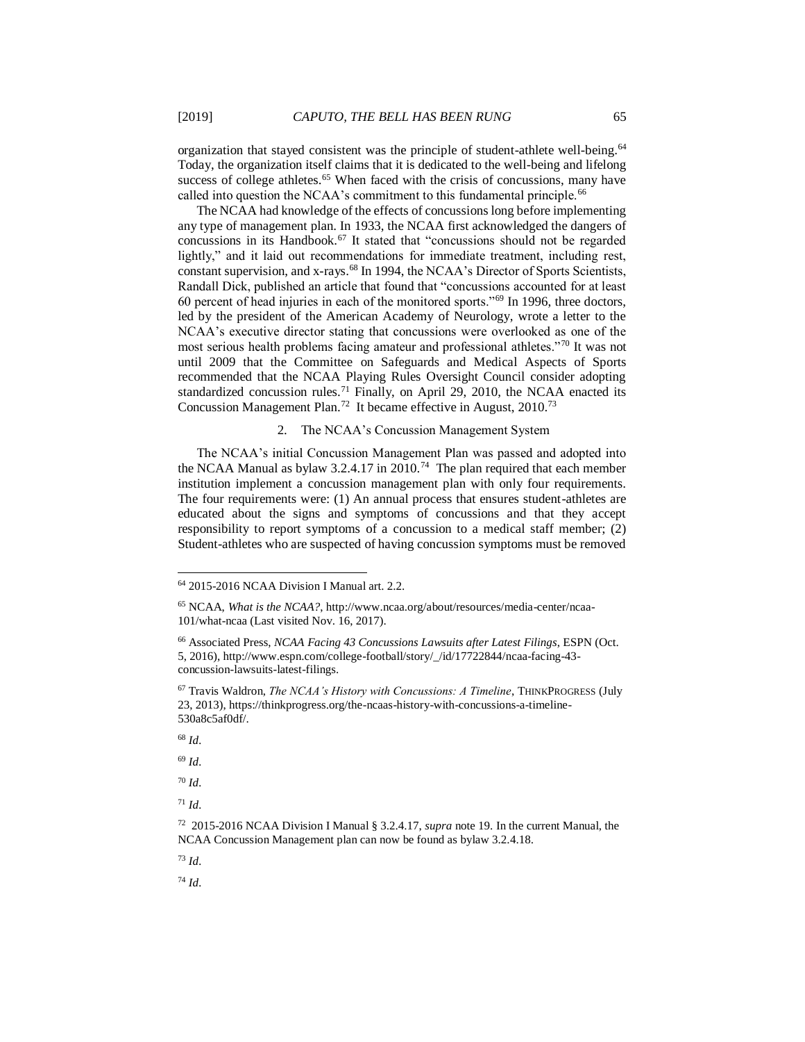organization that stayed consistent was the principle of student-athlete well-being.[64] Today, the organization itself claims that it is dedicated to the well-being and lifelong success of college athletes.[65] When faced with the crisis of concussions, many have called into question the NCAA's commitment to this fundamental principle.[66]

The NCAA had knowledge of the effects of concussions long before implementing any type of management plan. In 1933, the NCAA first acknowledged the dangers of concussions in its Handbook.[67] It stated that "concussions should not be regarded lightly," and it laid out recommendations for immediate treatment, including rest, constant supervision, and x-rays.[68] In 1994, the NCAA's Director of Sports Scientists, Randall Dick, published an article that found that "concussions accounted for at least 60 percent of head injuries in each of the monitored sports."[69] In 1996, three doctors, led by the president of the American Academy of Neurology, wrote a letter to the NCAA's executive director stating that concussions were overlooked as one of the most serious health problems facing amateur and professional athletes."[70] It was not until 2009 that the Committee on Safeguards and Medical Aspects of Sports recommended that the NCAA Playing Rules Oversight Council consider adopting standardized concussion rules.[71] Finally, on April 29, 2010, the NCAA enacted its Concussion Management Plan.[72] It became effective in August, 2010.[73]

### 2. The NCAA's Concussion Management System

The NCAA's initial Concussion Management Plan was passed and adopted into the NCAA Manual as bylaw 3.2.4.17 in 2010.[74] The plan required that each member institution implement a concussion management plan with only four requirements. The four requirements were: (1) An annual process that ensures student-athletes are educated about the signs and symptoms of concussions and that they accept responsibility to report symptoms of a concussion to a medical staff member; (2) Student-athletes who are suspected of having concussion symptoms must be removed

---

[64] 2015-2016 NCAA Division I Manual art. 2.2.

[65] NCAA, *What is the NCAA?*, http://www.ncaa.org/about/resources/media-center/ncaa-101/what-ncaa (Last visited Nov. 16, 2017).

[66] Associated Press, *NCAA Facing 43 Concussions Lawsuits after Latest Filings*, ESPN (Oct. 5, 2016), http://www.espn.com/college-football/story/_/id/17722844/ncaa-facing-43-concussion-lawsuits-latest-filings.

[67] Travis Waldron, *The NCAA's History with Concussions: A Timeline*, THINKPROGRESS (July 23, 2013), https://thinkprogress.org/the-ncaas-history-with-concussions-a-timeline-530a8c5af0df/.

[68] *Id.*

[69] *Id.*

[70] *Id.*

[71] *Id.*

[72] 2015-2016 NCAA Division I Manual § 3.2.4.17, *supra* note 19. In the current Manual, the NCAA Concussion Management plan can now be found as bylaw 3.2.4.18.

[73] *Id.*

[74] *Id.*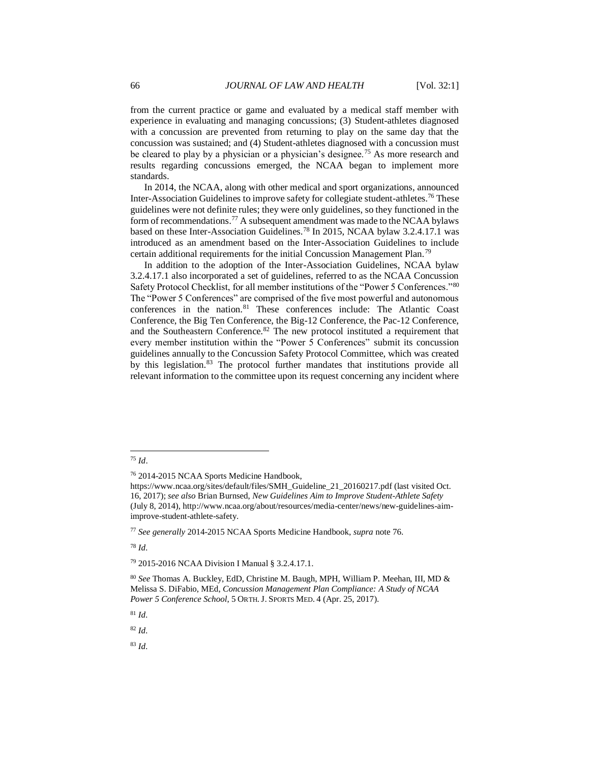from the current practice or game and evaluated by a medical staff member with experience in evaluating and managing concussions; (3) Student-athletes diagnosed with a concussion are prevented from returning to play on the same day that the concussion was sustained; and (4) Student-athletes diagnosed with a concussion must be cleared to play by a physician or a physician's designee.[75] As more research and results regarding concussions emerged, the NCAA began to implement more standards.

In 2014, the NCAA, along with other medical and sport organizations, announced Inter-Association Guidelines to improve safety for collegiate student-athletes.[76] These guidelines were not definite rules; they were only guidelines, so they functioned in the form of recommendations.[77] A subsequent amendment was made to the NCAA bylaws based on these Inter-Association Guidelines.[78] In 2015, NCAA bylaw 3.2.4.17.1 was introduced as an amendment based on the Inter-Association Guidelines to include certain additional requirements for the initial Concussion Management Plan.[79]

In addition to the adoption of the Inter-Association Guidelines, NCAA bylaw 3.2.4.17.1 also incorporated a set of guidelines, referred to as the NCAA Concussion Safety Protocol Checklist, for all member institutions of the "Power 5 Conferences."[80] The "Power 5 Conferences" are comprised of the five most powerful and autonomous conferences in the nation.[81] These conferences include: The Atlantic Coast Conference, the Big Ten Conference, the Big-12 Conference, the Pac-12 Conference, and the Southeastern Conference.[82] The new protocol instituted a requirement that every member institution within the "Power 5 Conferences" submit its concussion guidelines annually to the Concussion Safety Protocol Committee, which was created by this legislation.[83] The protocol further mandates that institutions provide all relevant information to the committee upon its request concerning any incident where

---

[75] *Id*.

[76] 2014-2015 NCAA Sports Medicine Handbook, https://www.ncaa.org/sites/default/files/SMH_Guideline_21_20160217.pdf (last visited Oct. 16, 2017); *see also* Brian Burnsed, *New Guidelines Aim to Improve Student-Athlete Safety* (July 8, 2014), http://www.ncaa.org/about/resources/media-center/news/new-guidelines-aim-improve-student-athlete-safety.

[77] *See generally* 2014-2015 NCAA Sports Medicine Handbook, *supra* note 76.

[78] *Id*.

[79] 2015-2016 NCAA Division I Manual § 3.2.4.17.1.

[80] *See* Thomas A. Buckley, EdD, Christine M. Baugh, MPH, William P. Meehan, III, MD & Melissa S. DiFabio, MEd, *Concussion Management Plan Compliance: A Study of NCAA Power 5 Conference School*, 5 ORTH. J. SPORTS MED. 4 (Apr. 25, 2017).

[81] *Id*.

[82] *Id*.

[83] *Id*.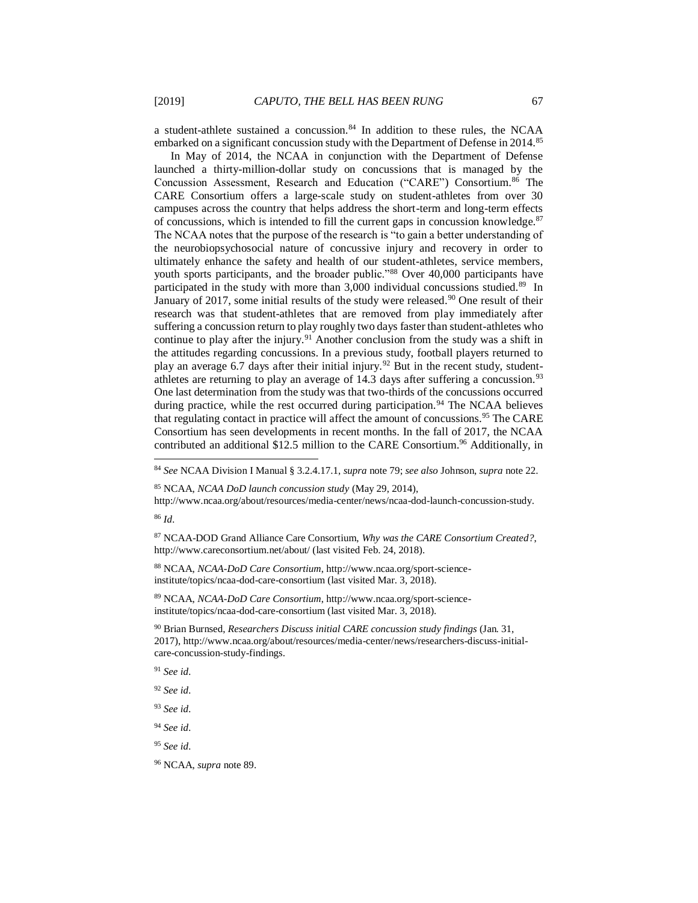a student-athlete sustained a concussion.[84] In addition to these rules, the NCAA embarked on a significant concussion study with the Department of Defense in 2014.[85]

In May of 2014, the NCAA in conjunction with the Department of Defense launched a thirty-million-dollar study on concussions that is managed by the Concussion Assessment, Research and Education ("CARE") Consortium.[86] The CARE Consortium offers a large-scale study on student-athletes from over 30 campuses across the country that helps address the short-term and long-term effects of concussions, which is intended to fill the current gaps in concussion knowledge.[87] The NCAA notes that the purpose of the research is "to gain a better understanding of the neurobiopsychosocial nature of concussive injury and recovery in order to ultimately enhance the safety and health of our student-athletes, service members, youth sports participants, and the broader public."[88] Over 40,000 participants have participated in the study with more than 3,000 individual concussions studied.[89] In January of 2017, some initial results of the study were released.[90] One result of their research was that student-athletes that are removed from play immediately after suffering a concussion return to play roughly two days faster than student-athletes who continue to play after the injury.[91] Another conclusion from the study was a shift in the attitudes regarding concussions. In a previous study, football players returned to play an average 6.7 days after their initial injury.[92] But in the recent study, student-athletes are returning to play an average of 14.3 days after suffering a concussion.[93] One last determination from the study was that two-thirds of the concussions occurred during practice, while the rest occurred during participation.[94] The NCAA believes that regulating contact in practice will affect the amount of concussions.[95] The CARE Consortium has seen developments in recent months. In the fall of 2017, the NCAA contributed an additional $12.5 million to the CARE Consortium.[96] Additionally, in

---

[84] *See* NCAA Division I Manual § 3.2.4.17.1, *supra* note 79; *see also* Johnson, *supra* note 22.

[85] NCAA, *NCAA DoD launch concussion study* (May 29, 2014), http://www.ncaa.org/about/resources/media-center/news/ncaa-dod-launch-concussion-study.

[86] *Id*.

[87] NCAA-DOD Grand Alliance Care Consortium, *Why was the CARE Consortium Created?*, http://www.careconsortium.net/about/ (last visited Feb. 24, 2018).

[88] NCAA, *NCAA-DoD Care Consortium*, http://www.ncaa.org/sport-science-institute/topics/ncaa-dod-care-consortium (last visited Mar. 3, 2018).

[89] NCAA, *NCAA-DoD Care Consortium*, http://www.ncaa.org/sport-science-institute/topics/ncaa-dod-care-consortium (last visited Mar. 3, 2018).

[90] Brian Burnsed, *Researchers Discuss initial CARE concussion study findings* (Jan. 31, 2017), http://www.ncaa.org/about/resources/media-center/news/researchers-discuss-initial-care-concussion-study-findings.

[91] *See id*.

[92] *See id*.

[93] *See id*.

[94] *See id*.

[95] *See id*.

[96] NCAA, *supra* note 89.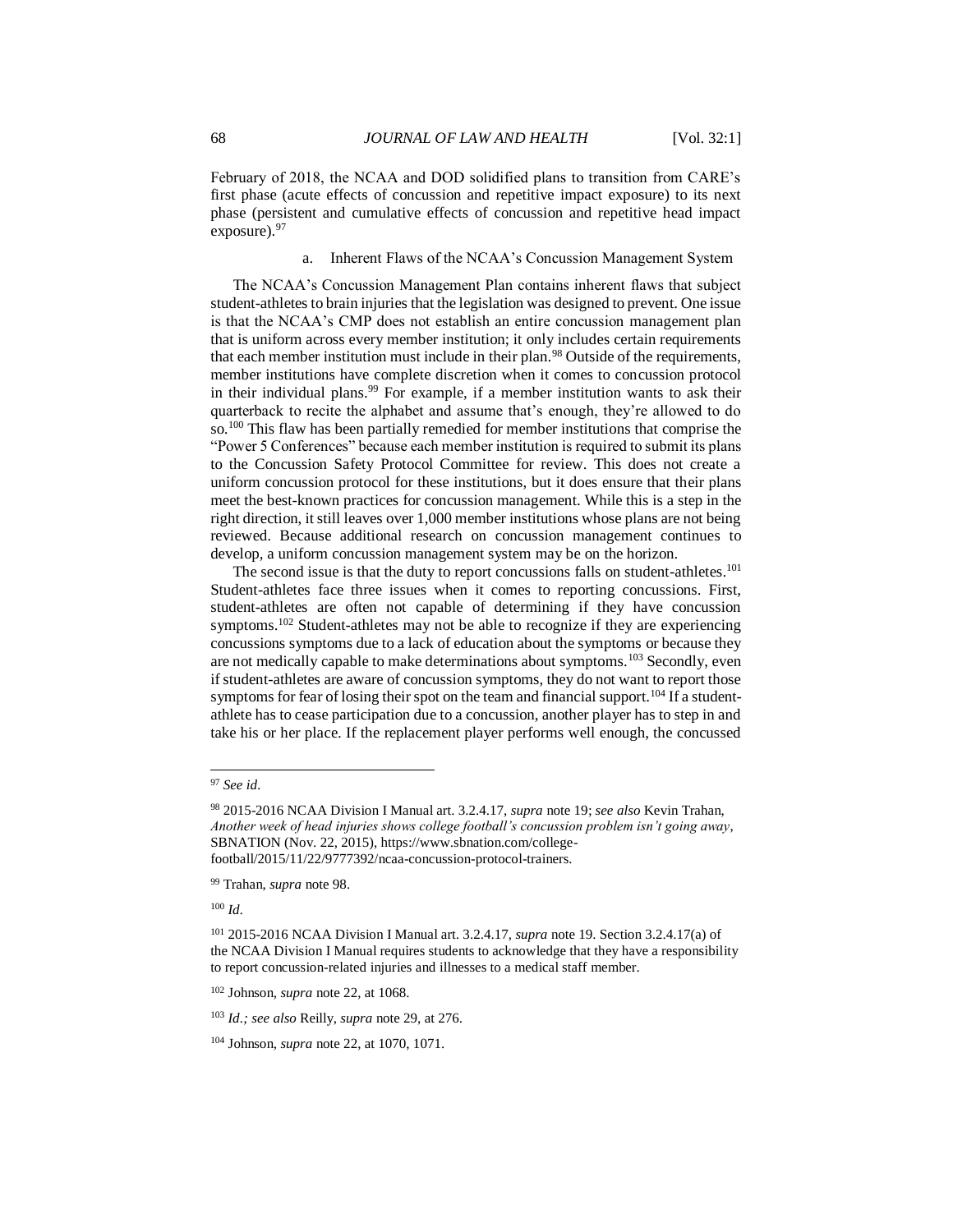February of 2018, the NCAA and DOD solidified plans to transition from CARE's first phase (acute effects of concussion and repetitive impact exposure) to its next phase (persistent and cumulative effects of concussion and repetitive head impact exposure).[97]

#### a. Inherent Flaws of the NCAA's Concussion Management System

The NCAA's Concussion Management Plan contains inherent flaws that subject student-athletes to brain injuries that the legislation was designed to prevent. One issue is that the NCAA's CMP does not establish an entire concussion management plan that is uniform across every member institution; it only includes certain requirements that each member institution must include in their plan.[98] Outside of the requirements, member institutions have complete discretion when it comes to concussion protocol in their individual plans.[99] For example, if a member institution wants to ask their quarterback to recite the alphabet and assume that's enough, they're allowed to do so.[100] This flaw has been partially remedied for member institutions that comprise the "Power 5 Conferences" because each member institution is required to submit its plans to the Concussion Safety Protocol Committee for review. This does not create a uniform concussion protocol for these institutions, but it does ensure that their plans meet the best-known practices for concussion management. While this is a step in the right direction, it still leaves over 1,000 member institutions whose plans are not being reviewed. Because additional research on concussion management continues to develop, a uniform concussion management system may be on the horizon.

The second issue is that the duty to report concussions falls on student-athletes.[101] Student-athletes face three issues when it comes to reporting concussions. First, student-athletes are often not capable of determining if they have concussion symptoms.[102] Student-athletes may not be able to recognize if they are experiencing concussions symptoms due to a lack of education about the symptoms or because they are not medically capable to make determinations about symptoms.[103] Secondly, even if student-athletes are aware of concussion symptoms, they do not want to report those symptoms for fear of losing their spot on the team and financial support.[104] If a student-athlete has to cease participation due to a concussion, another player has to step in and take his or her place. If the replacement player performs well enough, the concussed

---

[97] *See id*.

[98] 2015-2016 NCAA Division I Manual art. 3.2.4.17, *supra* note 19; *see also* Kevin Trahan, *Another week of head injuries shows college football's concussion problem isn't going away*, SBNATION (Nov. 22, 2015), https://www.sbnation.com/college-football/2015/11/22/9777392/ncaa-concussion-protocol-trainers.

[99] Trahan, *supra* note 98.

[100] *Id*.

[101] 2015-2016 NCAA Division I Manual art. 3.2.4.17, *supra* note 19. Section 3.2.4.17(a) of the NCAA Division I Manual requires students to acknowledge that they have a responsibility to report concussion-related injuries and illnesses to a medical staff member.

[102] Johnson, *supra* note 22, at 1068.

[103] *Id.; see also* Reilly, *supra* note 29, at 276.

[104] Johnson, *supra* note 22, at 1070, 1071.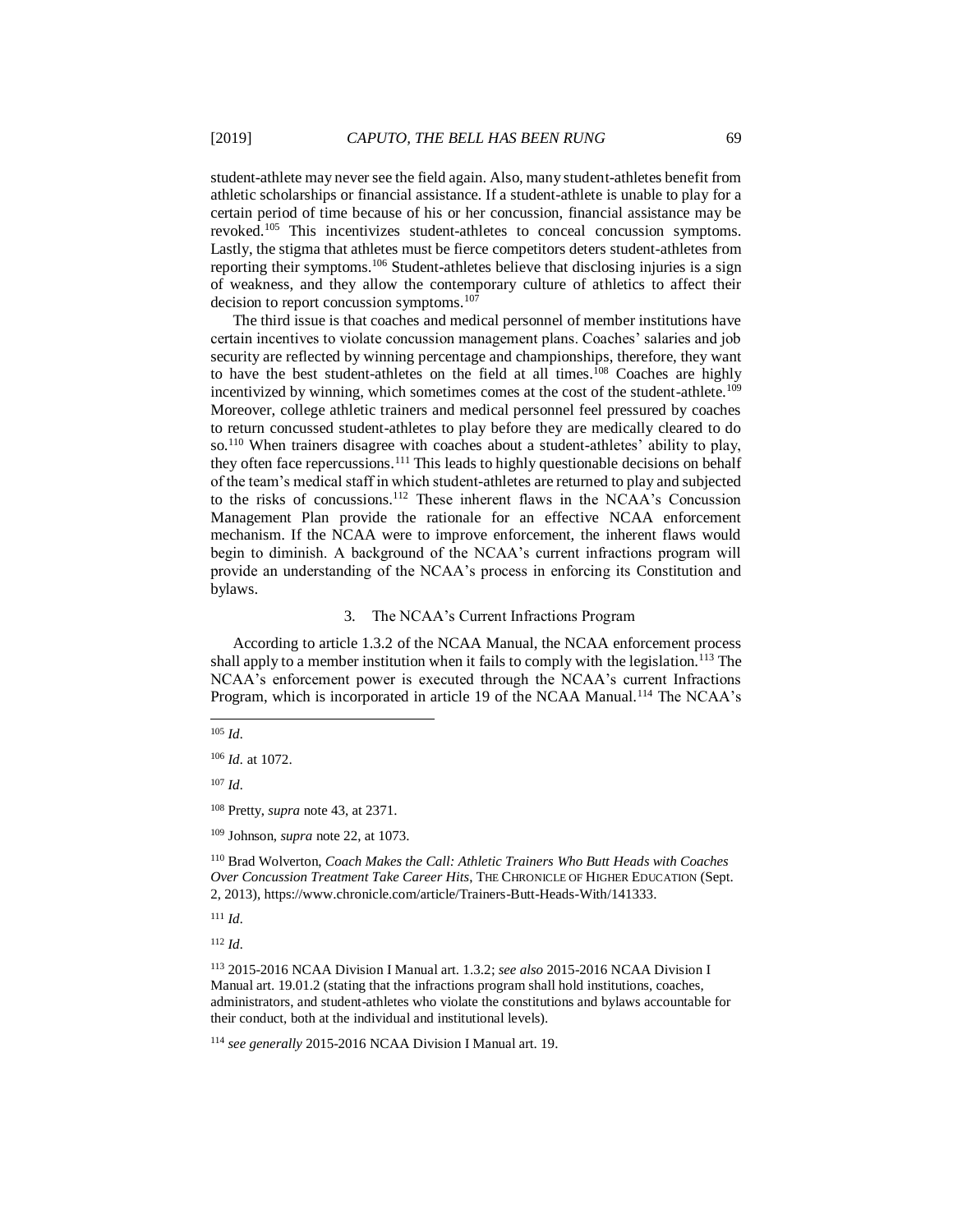student-athlete may never see the field again. Also, many student-athletes benefit from athletic scholarships or financial assistance. If a student-athlete is unable to play for a certain period of time because of his or her concussion, financial assistance may be revoked.[105] This incentivizes student-athletes to conceal concussion symptoms. Lastly, the stigma that athletes must be fierce competitors deters student-athletes from reporting their symptoms.[106] Student-athletes believe that disclosing injuries is a sign of weakness, and they allow the contemporary culture of athletics to affect their decision to report concussion symptoms.[107]

The third issue is that coaches and medical personnel of member institutions have certain incentives to violate concussion management plans. Coaches' salaries and job security are reflected by winning percentage and championships, therefore, they want to have the best student-athletes on the field at all times.[108] Coaches are highly incentivized by winning, which sometimes comes at the cost of the student-athlete.[109] Moreover, college athletic trainers and medical personnel feel pressured by coaches to return concussed student-athletes to play before they are medically cleared to do so.[110] When trainers disagree with coaches about a student-athletes' ability to play, they often face repercussions.[111] This leads to highly questionable decisions on behalf of the team's medical staff in which student-athletes are returned to play and subjected to the risks of concussions.[112] These inherent flaws in the NCAA's Concussion Management Plan provide the rationale for an effective NCAA enforcement mechanism. If the NCAA were to improve enforcement, the inherent flaws would begin to diminish. A background of the NCAA's current infractions program will provide an understanding of the NCAA's process in enforcing its Constitution and bylaws.

### 3. The NCAA's Current Infractions Program

According to article 1.3.2 of the NCAA Manual, the NCAA enforcement process shall apply to a member institution when it fails to comply with the legislation.[113] The NCAA's enforcement power is executed through the NCAA's current Infractions Program, which is incorporated in article 19 of the NCAA Manual.[114] The NCAA's

---

[105] *Id*.

[106] *Id*. at 1072.

[107] *Id*.

[108] Pretty, *supra* note 43, at 2371.

[109] Johnson, *supra* note 22, at 1073.

[110] Brad Wolverton, *Coach Makes the Call: Athletic Trainers Who Butt Heads with Coaches Over Concussion Treatment Take Career Hits*, THE CHRONICLE OF HIGHER EDUCATION (Sept. 2, 2013), https://www.chronicle.com/article/Trainers-Butt-Heads-With/141333.

[111] *Id*.

[112] *Id*.

[113] 2015-2016 NCAA Division I Manual art. 1.3.2; *see also* 2015-2016 NCAA Division I Manual art. 19.01.2 (stating that the infractions program shall hold institutions, coaches, administrators, and student-athletes who violate the constitutions and bylaws accountable for their conduct, both at the individual and institutional levels).

[114] *see generally* 2015-2016 NCAA Division I Manual art. 19.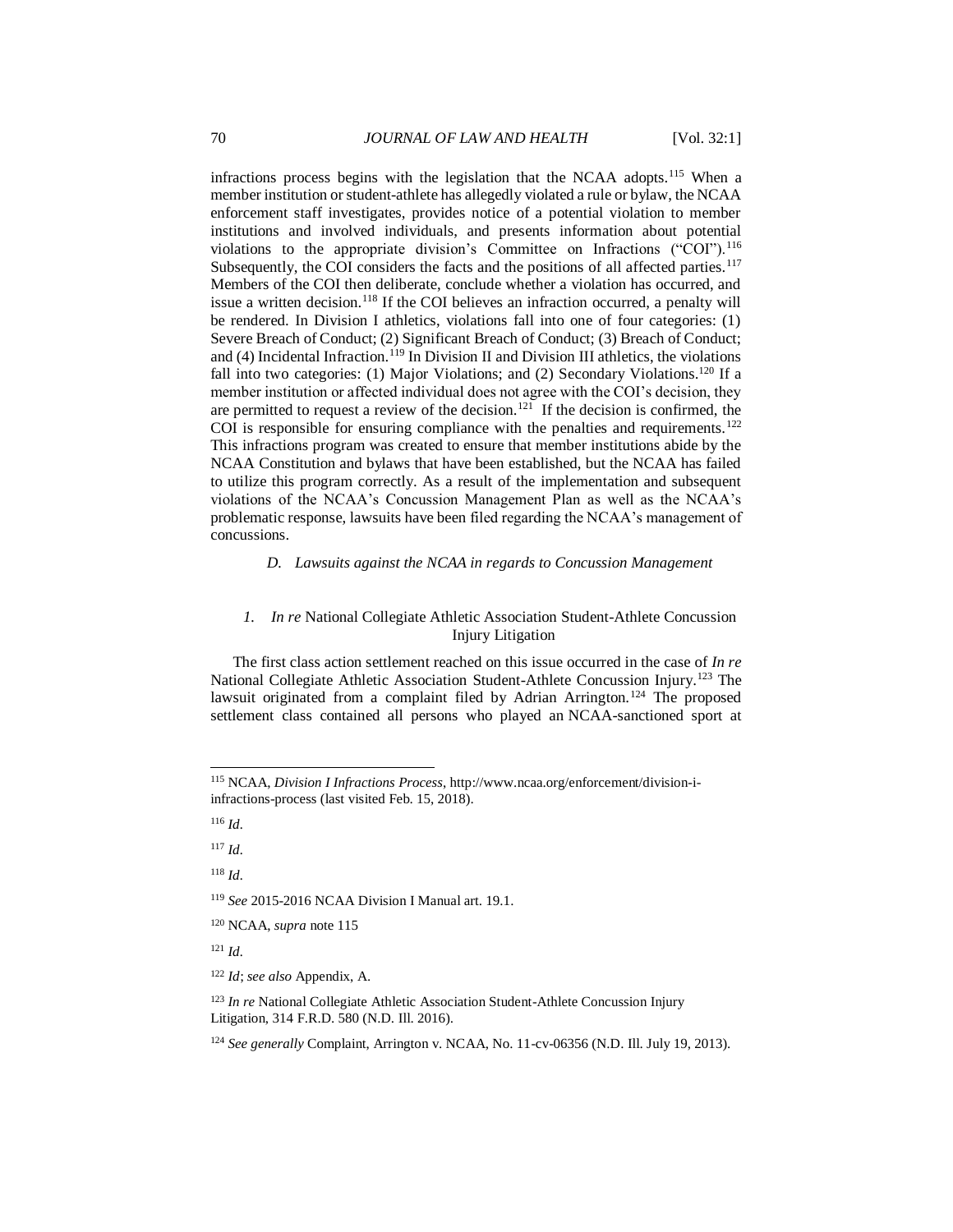infractions process begins with the legislation that the NCAA adopts.[115] When a member institution or student-athlete has allegedly violated a rule or bylaw, the NCAA enforcement staff investigates, provides notice of a potential violation to member institutions and involved individuals, and presents information about potential violations to the appropriate division's Committee on Infractions ("COI").[116] Subsequently, the COI considers the facts and the positions of all affected parties.[117] Members of the COI then deliberate, conclude whether a violation has occurred, and issue a written decision.[118] If the COI believes an infraction occurred, a penalty will be rendered. In Division I athletics, violations fall into one of four categories: (1) Severe Breach of Conduct; (2) Significant Breach of Conduct; (3) Breach of Conduct; and (4) Incidental Infraction.[119] In Division II and Division III athletics, the violations fall into two categories: (1) Major Violations; and (2) Secondary Violations.[120] If a member institution or affected individual does not agree with the COI's decision, they are permitted to request a review of the decision.[121] If the decision is confirmed, the COI is responsible for ensuring compliance with the penalties and requirements.[122] This infractions program was created to ensure that member institutions abide by the NCAA Constitution and bylaws that have been established, but the NCAA has failed to utilize this program correctly. As a result of the implementation and subsequent violations of the NCAA's Concussion Management Plan as well as the NCAA's problematic response, lawsuits have been filed regarding the NCAA's management of concussions.

### *D. Lawsuits against the NCAA in regards to Concussion Management*

#### *1. In re* National Collegiate Athletic Association Student-Athlete Concussion Injury Litigation

The first class action settlement reached on this issue occurred in the case of *In re* National Collegiate Athletic Association Student-Athlete Concussion Injury.[123] The lawsuit originated from a complaint filed by Adrian Arrington.[124] The proposed settlement class contained all persons who played an NCAA-sanctioned sport at

---

[115] NCAA, *Division I Infractions Process*, http://www.ncaa.org/enforcement/division-i-infractions-process (last visited Feb. 15, 2018).

[116] *Id*.

[117] *Id*.

[118] *Id*.

[119] *See* 2015-2016 NCAA Division I Manual art. 19.1.

[120] NCAA, *supra* note 115

[121] *Id*.

[122] *Id*; *see also* Appendix, A.

[123] *In re* National Collegiate Athletic Association Student-Athlete Concussion Injury Litigation, 314 F.R.D. 580 (N.D. Ill. 2016).

[124] *See generally* Complaint, Arrington v. NCAA, No. 11-cv-06356 (N.D. Ill. July 19, 2013).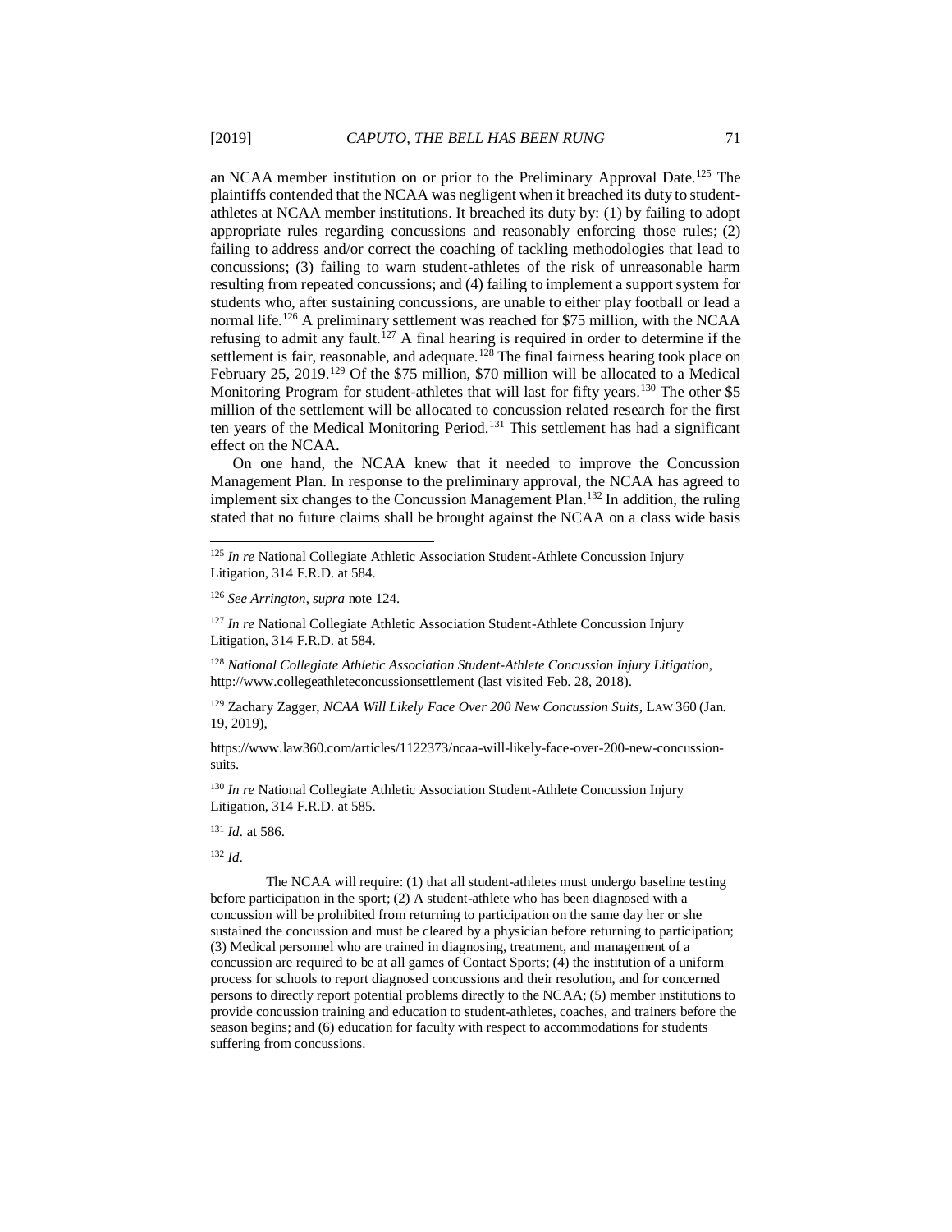an NCAA member institution on or prior to the Preliminary Approval Date.[125] The plaintiffs contended that the NCAA was negligent when it breached its duty to student-athletes at NCAA member institutions. It breached its duty by: (1) by failing to adopt appropriate rules regarding concussions and reasonably enforcing those rules; (2) failing to address and/or correct the coaching of tackling methodologies that lead to concussions; (3) failing to warn student-athletes of the risk of unreasonable harm resulting from repeated concussions; and (4) failing to implement a support system for students who, after sustaining concussions, are unable to either play football or lead a normal life.[126] A preliminary settlement was reached for $75 million, with the NCAA refusing to admit any fault.[127] A final hearing is required in order to determine if the settlement is fair, reasonable, and adequate.[128] The final fairness hearing took place on February 25, 2019.[129] Of the $75 million, $70 million will be allocated to a Medical Monitoring Program for student-athletes that will last for fifty years.[130] The other $5 million of the settlement will be allocated to concussion related research for the first ten years of the Medical Monitoring Period.[131] This settlement has had a significant effect on the NCAA.

On one hand, the NCAA knew that it needed to improve the Concussion Management Plan. In response to the preliminary approval, the NCAA has agreed to implement six changes to the Concussion Management Plan.[132] In addition, the ruling stated that no future claims shall be brought against the NCAA on a class wide basis

---

[125] *In re* National Collegiate Athletic Association Student-Athlete Concussion Injury Litigation, 314 F.R.D. at 584.

[126] *See Arrington*, *supra* note 124.

[127] *In re* National Collegiate Athletic Association Student-Athlete Concussion Injury Litigation, 314 F.R.D. at 584.

[128] *National Collegiate Athletic Association Student-Athlete Concussion Injury Litigation*, http://www.collegeathleteconcussionsettlement (last visited Feb. 28, 2018).

[129] Zachary Zagger, *NCAA Will Likely Face Over 200 New Concussion Suits*, LAW 360 (Jan. 19, 2019),

https://www.law360.com/articles/1122373/ncaa-will-likely-face-over-200-new-concussion-suits.

[130] *In re* National Collegiate Athletic Association Student-Athlete Concussion Injury Litigation, 314 F.R.D. at 585.

[131] *Id*. at 586.

[132] *Id*.

The NCAA will require: (1) that all student-athletes must undergo baseline testing before participation in the sport; (2) A student-athlete who has been diagnosed with a concussion will be prohibited from returning to participation on the same day her or she sustained the concussion and must be cleared by a physician before returning to participation; (3) Medical personnel who are trained in diagnosing, treatment, and management of a concussion are required to be at all games of Contact Sports; (4) the institution of a uniform process for schools to report diagnosed concussions and their resolution, and for concerned persons to directly report potential problems directly to the NCAA; (5) member institutions to provide concussion training and education to student-athletes, coaches, and trainers before the season begins; and (6) education for faculty with respect to accommodations for students suffering from concussions.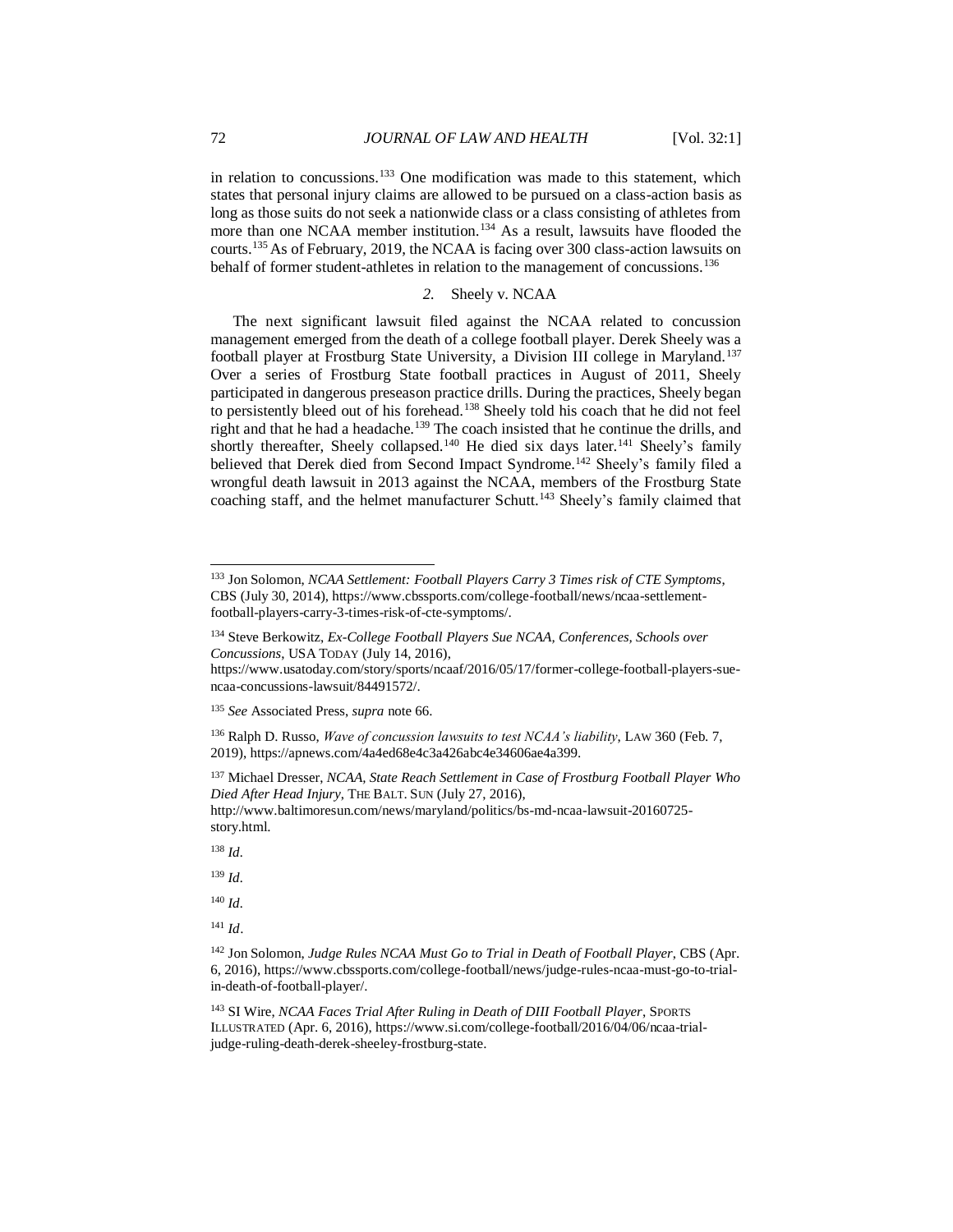in relation to concussions.[133] One modification was made to this statement, which states that personal injury claims are allowed to be pursued on a class-action basis as long as those suits do not seek a nationwide class or a class consisting of athletes from more than one NCAA member institution.[134] As a result, lawsuits have flooded the courts.[135] As of February, 2019, the NCAA is facing over 300 class-action lawsuits on behalf of former student-athletes in relation to the management of concussions.[136]

### *2.* Sheely v. NCAA

The next significant lawsuit filed against the NCAA related to concussion management emerged from the death of a college football player. Derek Sheely was a football player at Frostburg State University, a Division III college in Maryland.[137] Over a series of Frostburg State football practices in August of 2011, Sheely participated in dangerous preseason practice drills. During the practices, Sheely began to persistently bleed out of his forehead.[138] Sheely told his coach that he did not feel right and that he had a headache.[139] The coach insisted that he continue the drills, and shortly thereafter, Sheely collapsed.[140] He died six days later.[141] Sheely's family believed that Derek died from Second Impact Syndrome.[142] Sheely's family filed a wrongful death lawsuit in 2013 against the NCAA, members of the Frostburg State coaching staff, and the helmet manufacturer Schutt.[143] Sheely's family claimed that

---

[133] Jon Solomon, *NCAA Settlement: Football Players Carry 3 Times risk of CTE Symptoms*, CBS (July 30, 2014), https://www.cbssports.com/college-football/news/ncaa-settlement-football-players-carry-3-times-risk-of-cte-symptoms/.

[134] Steve Berkowitz, *Ex-College Football Players Sue NCAA, Conferences, Schools over Concussions*, USA TODAY (July 14, 2016), https://www.usatoday.com/story/sports/ncaaf/2016/05/17/former-college-football-players-sue-ncaa-concussions-lawsuit/84491572/.

[135] *See* Associated Press, *supra* note 66.

[136] Ralph D. Russo, *Wave of concussion lawsuits to test NCAA's liability*, LAW 360 (Feb. 7, 2019), https://apnews.com/4a4ed68e4c3a426abc4e34606ae4a399.

[137] Michael Dresser, *NCAA, State Reach Settlement in Case of Frostburg Football Player Who Died After Head Injury*, THE BALT. SUN (July 27, 2016), http://www.baltimoresun.com/news/maryland/politics/bs-md-ncaa-lawsuit-20160725-story.html.

[138] *Id*.

[139] *Id*.

[140] *Id*.

[141] *Id*.

[142] Jon Solomon, *Judge Rules NCAA Must Go to Trial in Death of Football Player*, CBS (Apr. 6, 2016), https://www.cbssports.com/college-football/news/judge-rules-ncaa-must-go-to-trial-in-death-of-football-player/.

[143] SI Wire, *NCAA Faces Trial After Ruling in Death of DIII Football Player*, SPORTS ILLUSTRATED (Apr. 6, 2016), https://www.si.com/college-football/2016/04/06/ncaa-trial-judge-ruling-death-derek-sheeley-frostburg-state.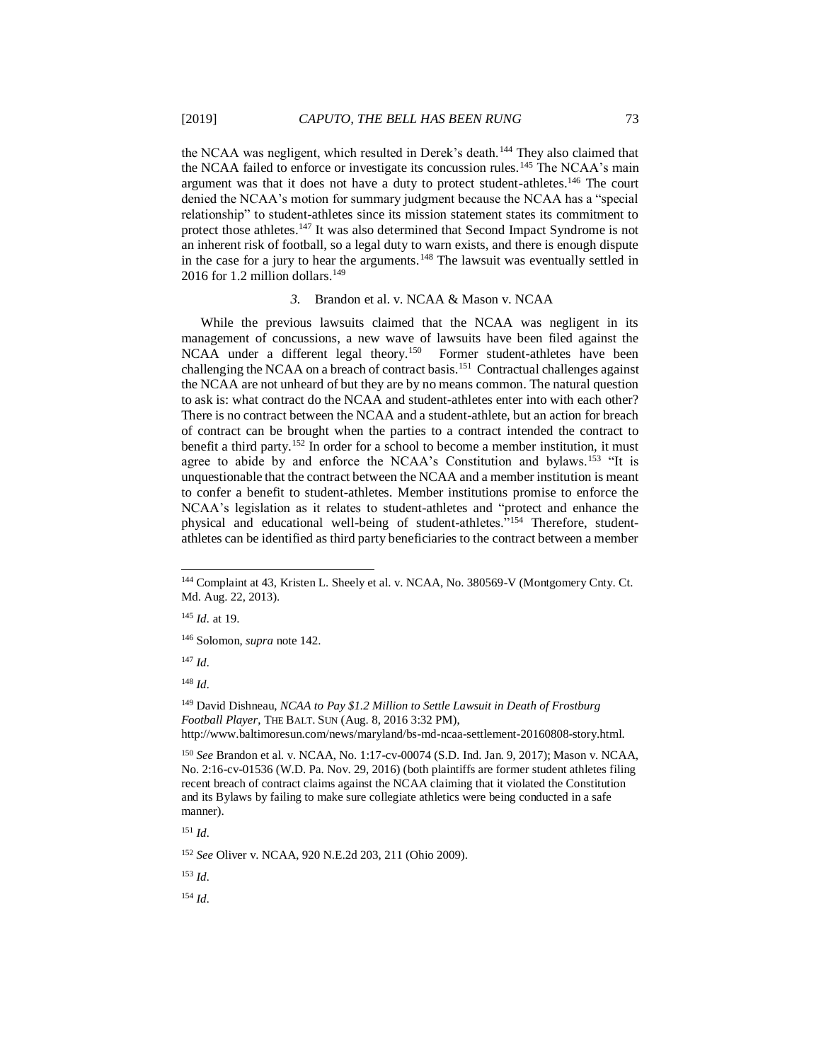the NCAA was negligent, which resulted in Derek's death.[144] They also claimed that the NCAA failed to enforce or investigate its concussion rules.[145] The NCAA's main argument was that it does not have a duty to protect student-athletes.[146] The court denied the NCAA's motion for summary judgment because the NCAA has a "special relationship" to student-athletes since its mission statement states its commitment to protect those athletes.[147] It was also determined that Second Impact Syndrome is not an inherent risk of football, so a legal duty to warn exists, and there is enough dispute in the case for a jury to hear the arguments.[148] The lawsuit was eventually settled in 2016 for 1.2 million dollars.[149]

### *3.* Brandon et al. v. NCAA & Mason v. NCAA

While the previous lawsuits claimed that the NCAA was negligent in its management of concussions, a new wave of lawsuits have been filed against the NCAA under a different legal theory.[150] Former student-athletes have been challenging the NCAA on a breach of contract basis.[151] Contractual challenges against the NCAA are not unheard of but they are by no means common. The natural question to ask is: what contract do the NCAA and student-athletes enter into with each other? There is no contract between the NCAA and a student-athlete, but an action for breach of contract can be brought when the parties to a contract intended the contract to benefit a third party.[152] In order for a school to become a member institution, it must agree to abide by and enforce the NCAA's Constitution and bylaws.[153] "It is unquestionable that the contract between the NCAA and a member institution is meant to confer a benefit to student-athletes. Member institutions promise to enforce the NCAA's legislation as it relates to student-athletes and "protect and enhance the physical and educational well-being of student-athletes."[154] Therefore, student-athletes can be identified as third party beneficiaries to the contract between a member

---

[144] Complaint at 43, Kristen L. Sheely et al. v. NCAA, No. 380569-V (Montgomery Cnty. Ct. Md. Aug. 22, 2013).

[145] *Id*. at 19.

[146] Solomon, *supra* note 142.

[147] *Id*.

[148] *Id*.

[149] David Dishneau, *NCAA to Pay $1.2 Million to Settle Lawsuit in Death of Frostburg Football Player*, THE BALT. SUN (Aug. 8, 2016 3:32 PM), http://www.baltimoresun.com/news/maryland/bs-md-ncaa-settlement-20160808-story.html.

[150] *See* Brandon et al. v. NCAA, No. 1:17-cv-00074 (S.D. Ind. Jan. 9, 2017); Mason v. NCAA, No. 2:16-cv-01536 (W.D. Pa. Nov. 29, 2016) (both plaintiffs are former student athletes filing recent breach of contract claims against the NCAA claiming that it violated the Constitution and its Bylaws by failing to make sure collegiate athletics were being conducted in a safe manner).

[151] *Id*.

[152] *See* Oliver v. NCAA, 920 N.E.2d 203, 211 (Ohio 2009).

[153] *Id*.

[154] *Id*.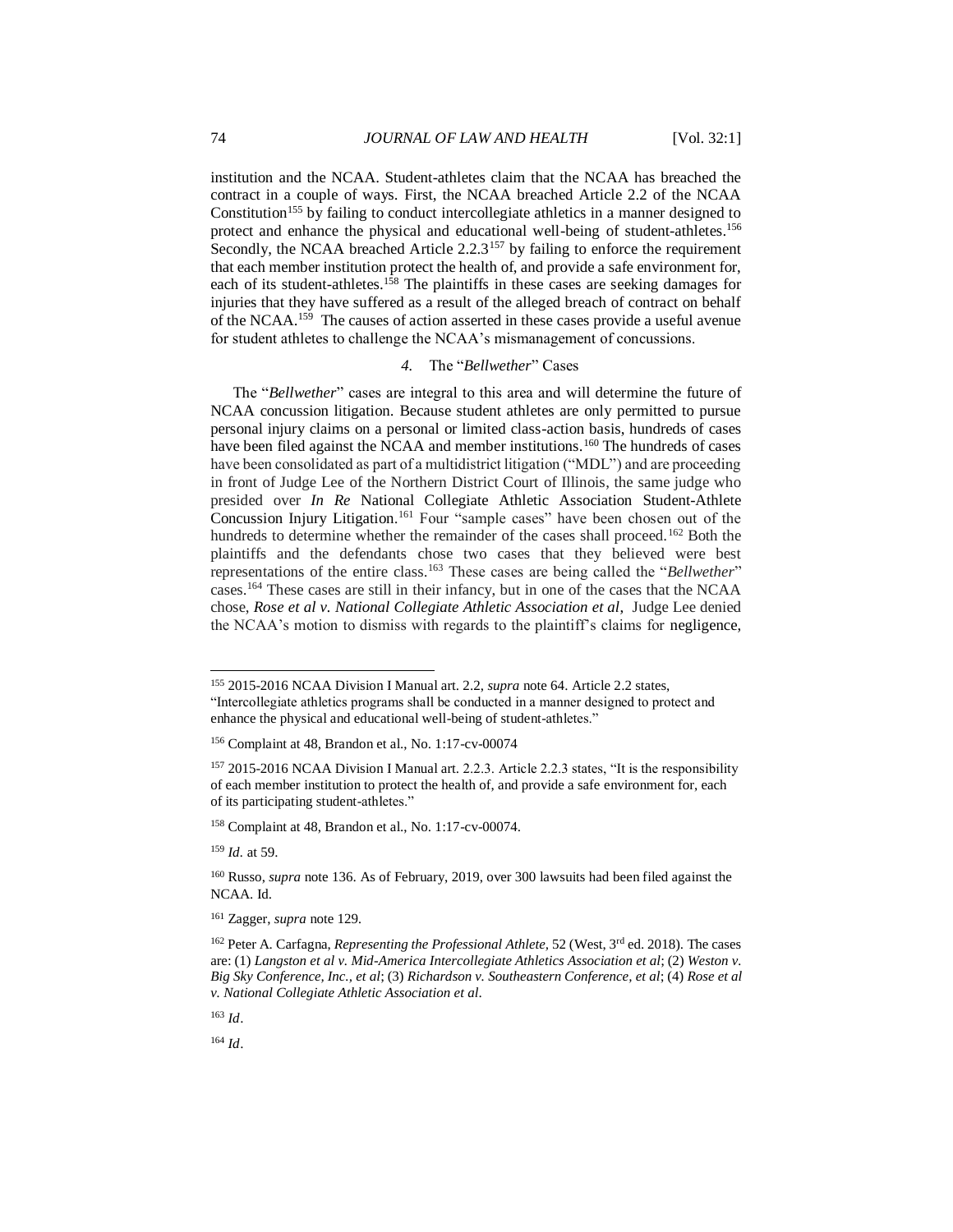institution and the NCAA. Student-athletes claim that the NCAA has breached the contract in a couple of ways. First, the NCAA breached Article 2.2 of the NCAA Constitution[155] by failing to conduct intercollegiate athletics in a manner designed to protect and enhance the physical and educational well-being of student-athletes.[156] Secondly, the NCAA breached Article 2.2.3[157] by failing to enforce the requirement that each member institution protect the health of, and provide a safe environment for, each of its student-athletes.[158] The plaintiffs in these cases are seeking damages for injuries that they have suffered as a result of the alleged breach of contract on behalf of the NCAA.[159] The causes of action asserted in these cases provide a useful avenue for student athletes to challenge the NCAA's mismanagement of concussions.

### 4. The "*Bellwether*" Cases

The "*Bellwether*" cases are integral to this area and will determine the future of NCAA concussion litigation. Because student athletes are only permitted to pursue personal injury claims on a personal or limited class-action basis, hundreds of cases have been filed against the NCAA and member institutions.[160] The hundreds of cases have been consolidated as part of a multidistrict litigation ("MDL") and are proceeding in front of Judge Lee of the Northern District Court of Illinois, the same judge who presided over ***In Re*** National Collegiate Athletic Association Student-Athlete Concussion Injury Litigation.[161] Four "sample cases" have been chosen out of the hundreds to determine whether the remainder of the cases shall proceed.[162] Both the plaintiffs and the defendants chose two cases that they believed were best representations of the entire class.[163] These cases are being called the "*Bellwether*" cases.[164] These cases are still in their infancy, but in one of the cases that the NCAA chose, ***Rose et al v. National Collegiate Athletic Association et al***, Judge Lee denied the NCAA's motion to dismiss with regards to the plaintiff's claims for negligence,

---

[155] 2015-2016 NCAA Division I Manual art. 2.2, *supra* note 64. Article 2.2 states, "Intercollegiate athletics programs shall be conducted in a manner designed to protect and enhance the physical and educational well-being of student-athletes."

[156] Complaint at 48, Brandon et al., No. 1:17-cv-00074

[157] 2015-2016 NCAA Division I Manual art. 2.2.3. Article 2.2.3 states, "It is the responsibility of each member institution to protect the health of, and provide a safe environment for, each of its participating student-athletes."

[158] Complaint at 48, Brandon et al., No. 1:17-cv-00074.

[159] *Id.* at 59.

[160] Russo, *supra* note 136. As of February, 2019, over 300 lawsuits had been filed against the NCAA. Id.

[161] Zagger, *supra* note 129.

[162] Peter A. Carfagna, *Representing the Professional Athlete,* 52 (West, 3rd ed. 2018). The cases are: (1) *Langston et al v. Mid-America Intercollegiate Athletics Association et al*; (2) *Weston v. Big Sky Conference, Inc., et al*; (3) *Richardson v. Southeastern Conference, et al*; (4) *Rose et al v. National Collegiate Athletic Association et al*.

[163] *Id*.

[164] *Id*.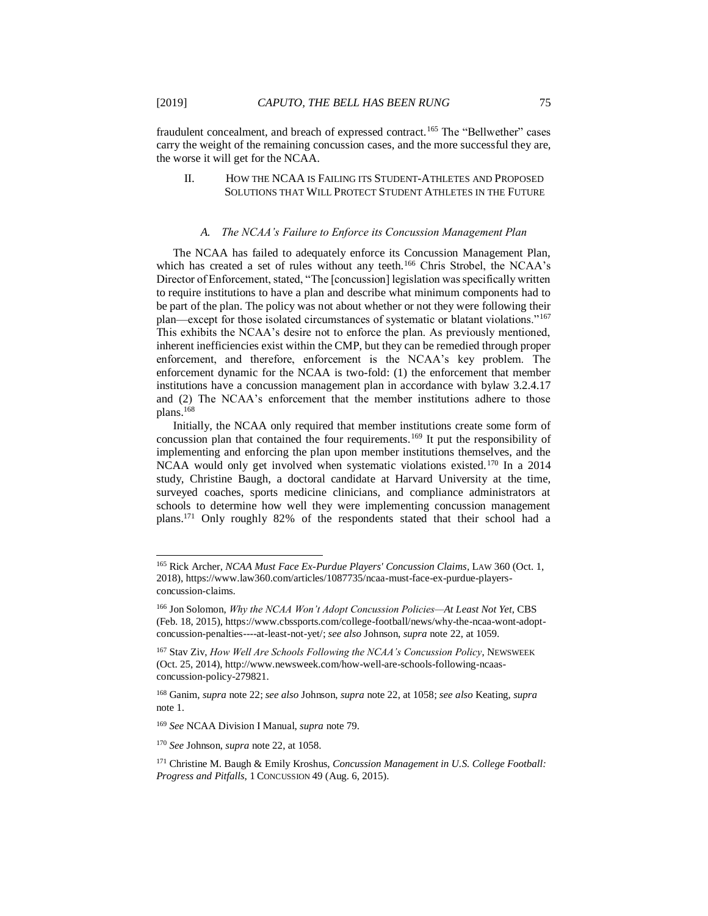fraudulent concealment, and breach of expressed contract.[165] The "Bellwether" cases carry the weight of the remaining concussion cases, and the more successful they are, the worse it will get for the NCAA.

## II. How the NCAA is Failing its Student-Athletes and Proposed Solutions that Will Protect Student Athletes in the Future

### *A. The NCAA's Failure to Enforce its Concussion Management Plan*

The NCAA has failed to adequately enforce its Concussion Management Plan, which has created a set of rules without any teeth.[166] Chris Strobel, the NCAA's Director of Enforcement, stated, "The [concussion] legislation was specifically written to require institutions to have a plan and describe what minimum components had to be part of the plan. The policy was not about whether or not they were following their plan—except for those isolated circumstances of systematic or blatant violations."[167] This exhibits the NCAA's desire not to enforce the plan. As previously mentioned, inherent inefficiencies exist within the CMP, but they can be remedied through proper enforcement, and therefore, enforcement is the NCAA's key problem. The enforcement dynamic for the NCAA is two-fold: (1) the enforcement that member institutions have a concussion management plan in accordance with bylaw 3.2.4.17 and (2) The NCAA's enforcement that the member institutions adhere to those plans.[168]

Initially, the NCAA only required that member institutions create some form of concussion plan that contained the four requirements.[169] It put the responsibility of implementing and enforcing the plan upon member institutions themselves, and the NCAA would only get involved when systematic violations existed.[170] In a 2014 study, Christine Baugh, a doctoral candidate at Harvard University at the time, surveyed coaches, sports medicine clinicians, and compliance administrators at schools to determine how well they were implementing concussion management plans.[171] Only roughly 82% of the respondents stated that their school had a

---

[165] Rick Archer, *NCAA Must Face Ex-Purdue Players' Concussion Claims*, Law 360 (Oct. 1, 2018), https://www.law360.com/articles/1087735/ncaa-must-face-ex-purdue-players-concussion-claims.

[166] Jon Solomon, *Why the NCAA Won't Adopt Concussion Policies—At Least Not Yet*, CBS (Feb. 18, 2015), https://www.cbssports.com/college-football/news/why-the-ncaa-wont-adopt-concussion-penalties----at-least-not-yet/; *see also* Johnson, *supra* note 22, at 1059.

[167] Stav Ziv, *How Well Are Schools Following the NCAA's Concussion Policy*, Newsweek (Oct. 25, 2014), http://www.newsweek.com/how-well-are-schools-following-ncaas-concussion-policy-279821.

[168] Ganim, *supra* note 22; *see also* Johnson, *supra* note 22, at 1058; *see also* Keating, *supra* note 1.

[169] *See* NCAA Division I Manual, *supra* note 79.

[170] *See* Johnson, *supra* note 22, at 1058.

[171] Christine M. Baugh & Emily Kroshus, *Concussion Management in U.S. College Football: Progress and Pitfalls*, 1 Concussion 49 (Aug. 6, 2015).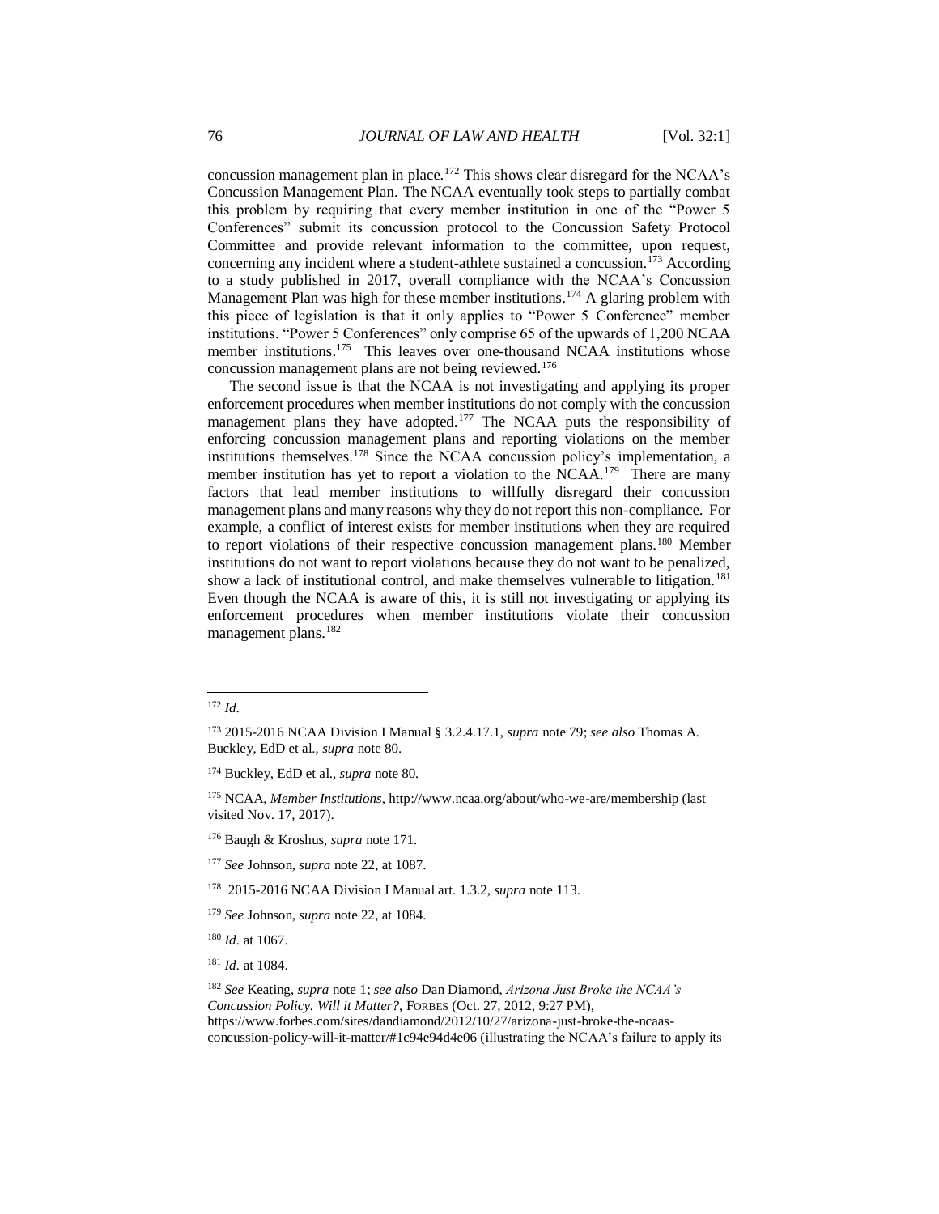concussion management plan in place.[172] This shows clear disregard for the NCAA's Concussion Management Plan. The NCAA eventually took steps to partially combat this problem by requiring that every member institution in one of the "Power 5 Conferences" submit its concussion protocol to the Concussion Safety Protocol Committee and provide relevant information to the committee, upon request, concerning any incident where a student-athlete sustained a concussion.[173] According to a study published in 2017, overall compliance with the NCAA's Concussion Management Plan was high for these member institutions.[174] A glaring problem with this piece of legislation is that it only applies to "Power 5 Conference" member institutions. "Power 5 Conferences" only comprise 65 of the upwards of 1,200 NCAA member institutions.[175] This leaves over one-thousand NCAA institutions whose concussion management plans are not being reviewed.[176]

The second issue is that the NCAA is not investigating and applying its proper enforcement procedures when member institutions do not comply with the concussion management plans they have adopted.[177] The NCAA puts the responsibility of enforcing concussion management plans and reporting violations on the member institutions themselves.[178] Since the NCAA concussion policy's implementation, a member institution has yet to report a violation to the NCAA.[179] There are many factors that lead member institutions to willfully disregard their concussion management plans and many reasons why they do not report this non-compliance. For example, a conflict of interest exists for member institutions when they are required to report violations of their respective concussion management plans.[180] Member institutions do not want to report violations because they do not want to be penalized, show a lack of institutional control, and make themselves vulnerable to litigation.[181] Even though the NCAA is aware of this, it is still not investigating or applying its enforcement procedures when member institutions violate their concussion management plans.[182]

---

[172] *Id*.

[173] 2015-2016 NCAA Division I Manual § 3.2.4.17.1, *supra* note 79; *see also* Thomas A. Buckley, EdD et al., *supra* note 80.

[174] Buckley, EdD et al., *supra* note 80.

[175] NCAA, *Member Institutions*, http://www.ncaa.org/about/who-we-are/membership (last visited Nov. 17, 2017).

[176] Baugh & Kroshus, *supra* note 171.

[177] *See* Johnson, *supra* note 22, at 1087.

[178] 2015-2016 NCAA Division I Manual art. 1.3.2, *supra* note 113.

[179] *See* Johnson, *supra* note 22, at 1084.

[180] *Id*. at 1067.

[181] *Id*. at 1084.

[182] *See* Keating, *supra* note 1; *see also* Dan Diamond, *Arizona Just Broke the NCAA's Concussion Policy. Will it Matter?*, FORBES (Oct. 27, 2012, 9:27 PM), https://www.forbes.com/sites/dandiamond/2012/10/27/arizona-just-broke-the-ncaas-concussion-policy-will-it-matter/#1c94e94d4e06 (illustrating the NCAA's failure to apply its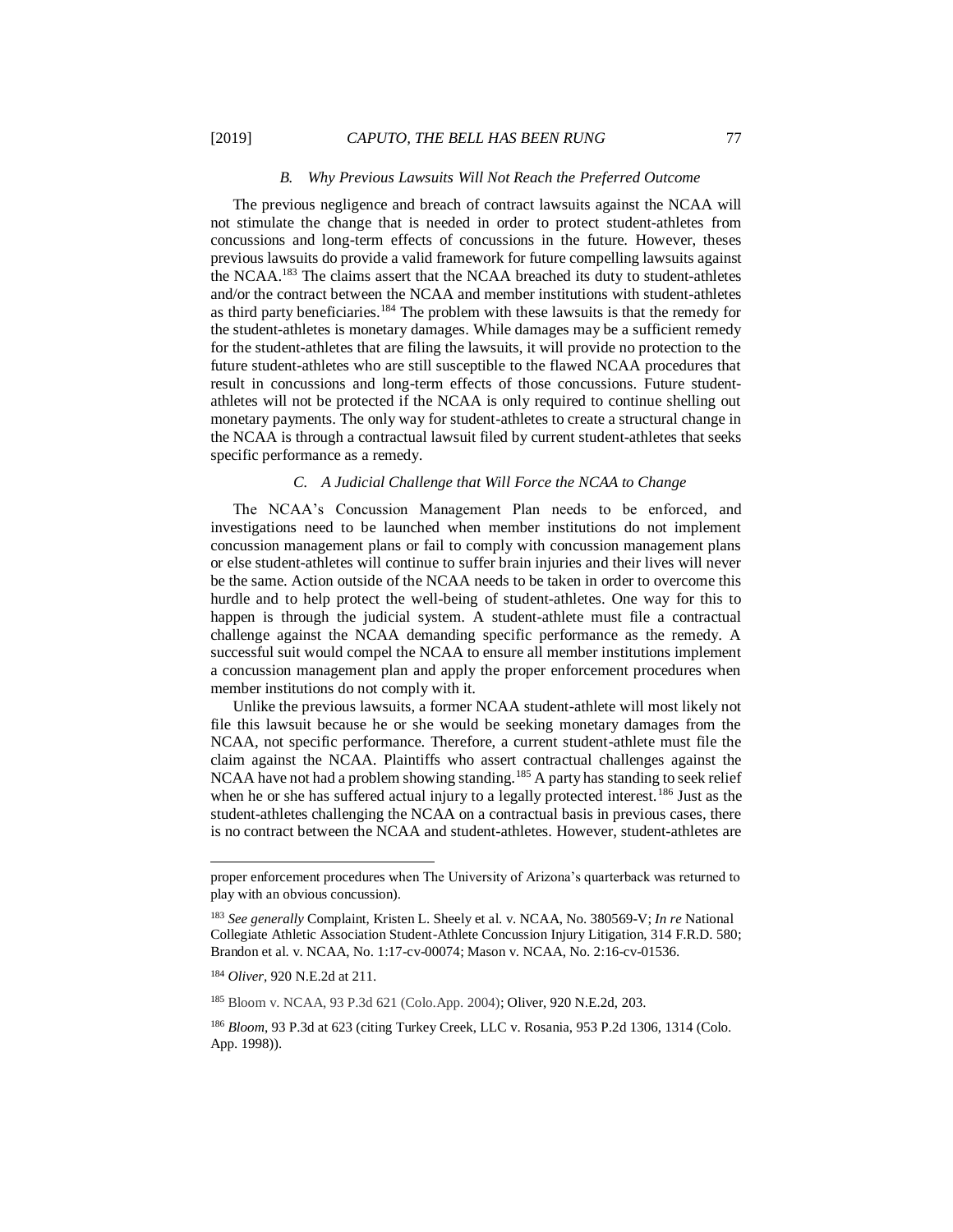### B. *Why Previous Lawsuits Will Not Reach the Preferred Outcome*

The previous negligence and breach of contract lawsuits against the NCAA will not stimulate the change that is needed in order to protect student-athletes from concussions and long-term effects of concussions in the future. However, theses previous lawsuits do provide a valid framework for future compelling lawsuits against the NCAA.[183] The claims assert that the NCAA breached its duty to student-athletes and/or the contract between the NCAA and member institutions with student-athletes as third party beneficiaries.[184] The problem with these lawsuits is that the remedy for the student-athletes is monetary damages. While damages may be a sufficient remedy for the student-athletes that are filing the lawsuits, it will provide no protection to the future student-athletes who are still susceptible to the flawed NCAA procedures that result in concussions and long-term effects of those concussions. Future student-athletes will not be protected if the NCAA is only required to continue shelling out monetary payments. The only way for student-athletes to create a structural change in the NCAA is through a contractual lawsuit filed by current student-athletes that seeks specific performance as a remedy.

### C. *A Judicial Challenge that Will Force the NCAA to Change*

The NCAA's Concussion Management Plan needs to be enforced, and investigations need to be launched when member institutions do not implement concussion management plans or fail to comply with concussion management plans or else student-athletes will continue to suffer brain injuries and their lives will never be the same. Action outside of the NCAA needs to be taken in order to overcome this hurdle and to help protect the well-being of student-athletes. One way for this to happen is through the judicial system. A student-athlete must file a contractual challenge against the NCAA demanding specific performance as the remedy. A successful suit would compel the NCAA to ensure all member institutions implement a concussion management plan and apply the proper enforcement procedures when member institutions do not comply with it.

Unlike the previous lawsuits, a former NCAA student-athlete will most likely not file this lawsuit because he or she would be seeking monetary damages from the NCAA, not specific performance. Therefore, a current student-athlete must file the claim against the NCAA. Plaintiffs who assert contractual challenges against the NCAA have not had a problem showing standing.[185] A party has standing to seek relief when he or she has suffered actual injury to a legally protected interest.[186] Just as the student-athletes challenging the NCAA on a contractual basis in previous cases, there is no contract between the NCAA and student-athletes. However, student-athletes are

---

proper enforcement procedures when The University of Arizona's quarterback was returned to play with an obvious concussion).

[183] *See generally* Complaint, Kristen L. Sheely et al. v. NCAA, No. 380569-V; *In re* National Collegiate Athletic Association Student-Athlete Concussion Injury Litigation, 314 F.R.D. 580; Brandon et al. v. NCAA, No. 1:17-cv-00074; Mason v. NCAA, No. 2:16-cv-01536.

[184] *Oliver*, 920 N.E.2d at 211.

[185] Bloom v. NCAA, 93 P.3d 621 (Colo.App. 2004); Oliver, 920 N.E.2d, 203.

[186] *Bloom*, 93 P.3d at 623 (citing Turkey Creek, LLC v. Rosania, 953 P.2d 1306, 1314 (Colo. App. 1998)).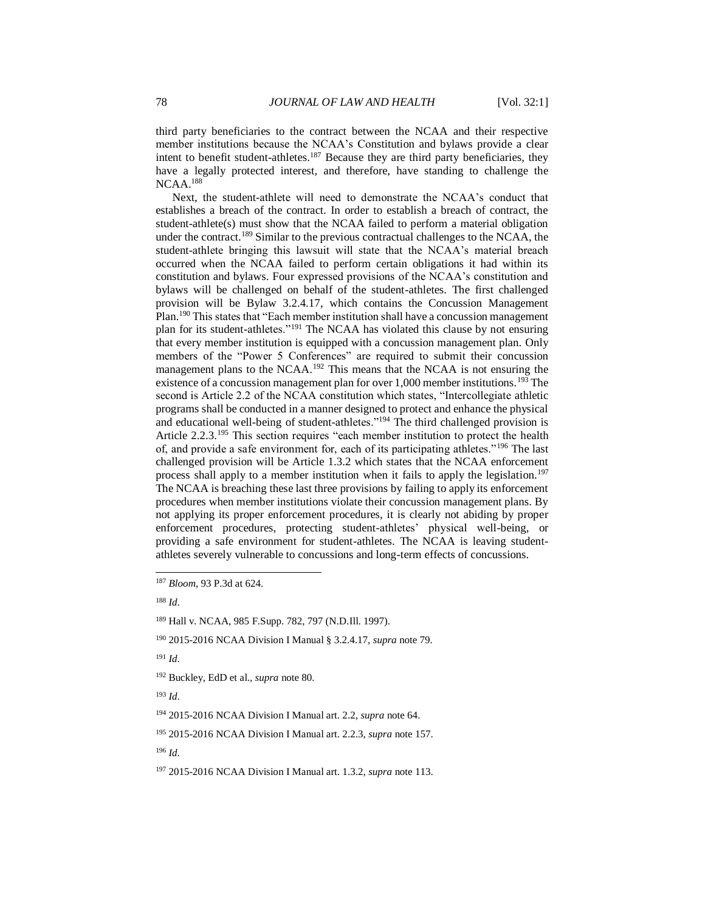third party beneficiaries to the contract between the NCAA and their respective member institutions because the NCAA's Constitution and bylaws provide a clear intent to benefit student-athletes.[187] Because they are third party beneficiaries, they have a legally protected interest, and therefore, have standing to challenge the NCAA.[188]

Next, the student-athlete will need to demonstrate the NCAA's conduct that establishes a breach of the contract. In order to establish a breach of contract, the student-athlete(s) must show that the NCAA failed to perform a material obligation under the contract.[189] Similar to the previous contractual challenges to the NCAA, the student-athlete bringing this lawsuit will state that the NCAA's material breach occurred when the NCAA failed to perform certain obligations it had within its constitution and bylaws. Four expressed provisions of the NCAA's constitution and bylaws will be challenged on behalf of the student-athletes. The first challenged provision will be Bylaw 3.2.4.17, which contains the Concussion Management Plan.[190] This states that "Each member institution shall have a concussion management plan for its student-athletes."[191] The NCAA has violated this clause by not ensuring that every member institution is equipped with a concussion management plan. Only members of the "Power 5 Conferences" are required to submit their concussion management plans to the NCAA.[192] This means that the NCAA is not ensuring the existence of a concussion management plan for over 1,000 member institutions.[193] The second is Article 2.2 of the NCAA constitution which states, "Intercollegiate athletic programs shall be conducted in a manner designed to protect and enhance the physical and educational well-being of student-athletes."[194] The third challenged provision is Article 2.2.3.[195] This section requires "each member institution to protect the health of, and provide a safe environment for, each of its participating athletes."[196] The last challenged provision will be Article 1.3.2 which states that the NCAA enforcement process shall apply to a member institution when it fails to apply the legislation.[197] The NCAA is breaching these last three provisions by failing to apply its enforcement procedures when member institutions violate their concussion management plans. By not applying its proper enforcement procedures, it is clearly not abiding by proper enforcement procedures, protecting student-athletes' physical well-being, or providing a safe environment for student-athletes. The NCAA is leaving student-athletes severely vulnerable to concussions and long-term effects of concussions.

---

[187] *Bloom*, 93 P.3d at 624.

[188] *Id*.

[189] Hall v. NCAA, 985 F.Supp. 782, 797 (N.D.Ill. 1997).

[190] 2015-2016 NCAA Division I Manual § 3.2.4.17, *supra* note 79.

[191] *Id*.

[192] Buckley, EdD et al., *supra* note 80.

[193] *Id*.

[194] 2015-2016 NCAA Division I Manual art. 2.2, *supra* note 64.

[195] 2015-2016 NCAA Division I Manual art. 2.2.3, *supra* note 157.

[196] *Id*.

[197] 2015-2016 NCAA Division I Manual art. 1.3.2, *supra* note 113.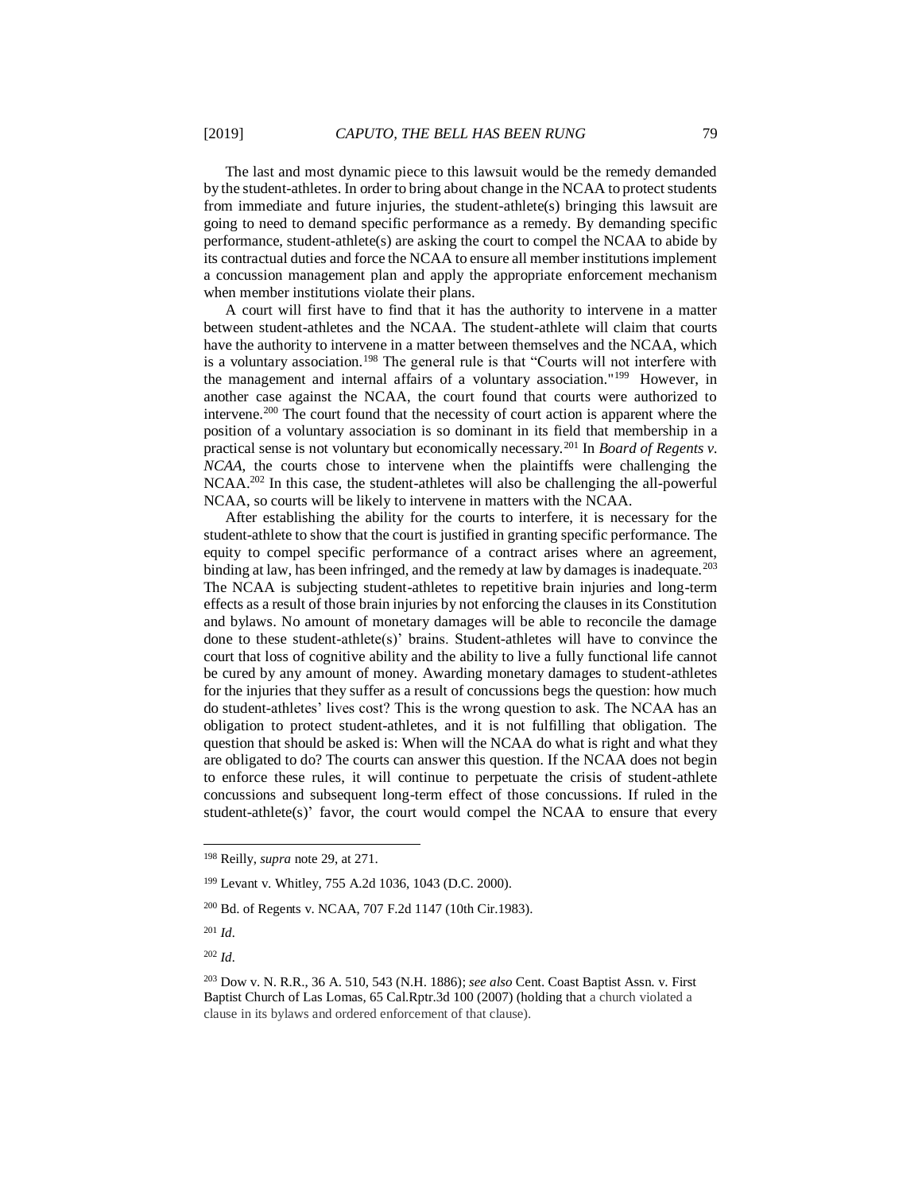The last and most dynamic piece to this lawsuit would be the remedy demanded by the student-athletes. In order to bring about change in the NCAA to protect students from immediate and future injuries, the student-athlete(s) bringing this lawsuit are going to need to demand specific performance as a remedy. By demanding specific performance, student-athlete(s) are asking the court to compel the NCAA to abide by its contractual duties and force the NCAA to ensure all member institutions implement a concussion management plan and apply the appropriate enforcement mechanism when member institutions violate their plans.

A court will first have to find that it has the authority to intervene in a matter between student-athletes and the NCAA. The student-athlete will claim that courts have the authority to intervene in a matter between themselves and the NCAA, which is a voluntary association.[198] The general rule is that "Courts will not interfere with the management and internal affairs of a voluntary association."[199] However, in another case against the NCAA, the court found that courts were authorized to intervene.[200] The court found that the necessity of court action is apparent where the position of a voluntary association is so dominant in its field that membership in a practical sense is not voluntary but economically necessary.[201] In *Board of Regents v. NCAA*, the courts chose to intervene when the plaintiffs were challenging the NCAA.[202] In this case, the student-athletes will also be challenging the all-powerful NCAA, so courts will be likely to intervene in matters with the NCAA.

After establishing the ability for the courts to interfere, it is necessary for the student-athlete to show that the court is justified in granting specific performance. The equity to compel specific performance of a contract arises where an agreement, binding at law, has been infringed, and the remedy at law by damages is inadequate.[203] The NCAA is subjecting student-athletes to repetitive brain injuries and long-term effects as a result of those brain injuries by not enforcing the clauses in its Constitution and bylaws. No amount of monetary damages will be able to reconcile the damage done to these student-athlete(s)' brains. Student-athletes will have to convince the court that loss of cognitive ability and the ability to live a fully functional life cannot be cured by any amount of money. Awarding monetary damages to student-athletes for the injuries that they suffer as a result of concussions begs the question: how much do student-athletes' lives cost? This is the wrong question to ask. The NCAA has an obligation to protect student-athletes, and it is not fulfilling that obligation. The question that should be asked is: When will the NCAA do what is right and what they are obligated to do? The courts can answer this question. If the NCAA does not begin to enforce these rules, it will continue to perpetuate the crisis of student-athlete concussions and subsequent long-term effect of those concussions. If ruled in the student-athlete(s)' favor, the court would compel the NCAA to ensure that every

---

[198] Reilly, *supra* note 29, at 271.

[199] Levant v. Whitley, 755 A.2d 1036, 1043 (D.C. 2000).

[200] Bd. of Regents v. NCAA, 707 F.2d 1147 (10th Cir.1983).

[201] *Id*.

[202] *Id*.

[203] Dow v. N. R.R., 36 A. 510, 543 (N.H. 1886); *see also* Cent. Coast Baptist Assn. v. First Baptist Church of Las Lomas, 65 Cal.Rptr.3d 100 (2007) (holding that a church violated a clause in its bylaws and ordered enforcement of that clause).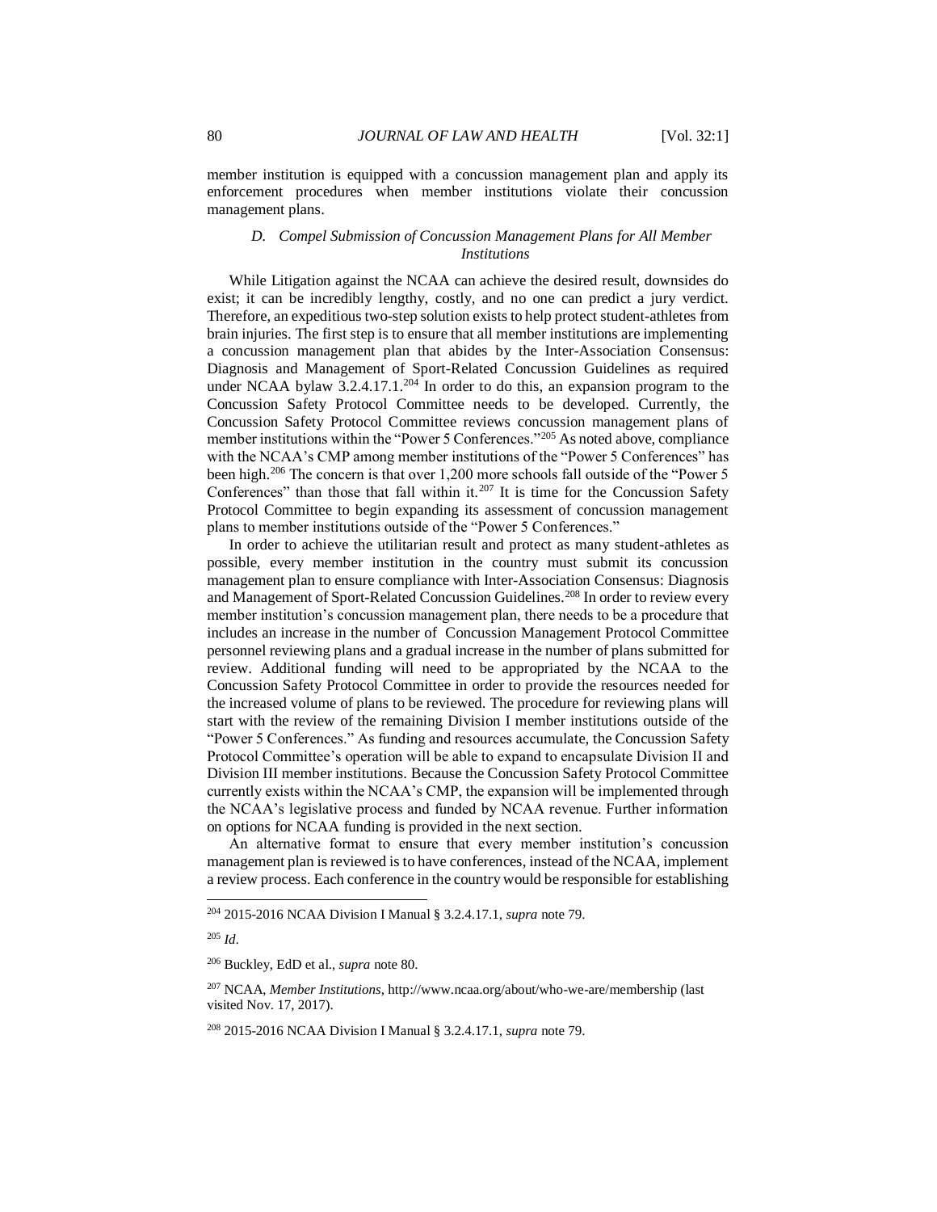member institution is equipped with a concussion management plan and apply its enforcement procedures when member institutions violate their concussion management plans.

### *D. Compel Submission of Concussion Management Plans for All Member Institutions*

While Litigation against the NCAA can achieve the desired result, downsides do exist; it can be incredibly lengthy, costly, and no one can predict a jury verdict. Therefore, an expeditious two-step solution exists to help protect student-athletes from brain injuries. The first step is to ensure that all member institutions are implementing a concussion management plan that abides by the Inter-Association Consensus: Diagnosis and Management of Sport-Related Concussion Guidelines as required under NCAA bylaw 3.2.4.17.1.[204] In order to do this, an expansion program to the Concussion Safety Protocol Committee needs to be developed. Currently, the Concussion Safety Protocol Committee reviews concussion management plans of member institutions within the "Power 5 Conferences."[205] As noted above, compliance with the NCAA's CMP among member institutions of the "Power 5 Conferences" has been high.[206] The concern is that over 1,200 more schools fall outside of the "Power 5 Conferences" than those that fall within it.[207] It is time for the Concussion Safety Protocol Committee to begin expanding its assessment of concussion management plans to member institutions outside of the "Power 5 Conferences."

In order to achieve the utilitarian result and protect as many student-athletes as possible, every member institution in the country must submit its concussion management plan to ensure compliance with Inter-Association Consensus: Diagnosis and Management of Sport-Related Concussion Guidelines.[208] In order to review every member institution's concussion management plan, there needs to be a procedure that includes an increase in the number of Concussion Management Protocol Committee personnel reviewing plans and a gradual increase in the number of plans submitted for review. Additional funding will need to be appropriated by the NCAA to the Concussion Safety Protocol Committee in order to provide the resources needed for the increased volume of plans to be reviewed. The procedure for reviewing plans will start with the review of the remaining Division I member institutions outside of the "Power 5 Conferences." As funding and resources accumulate, the Concussion Safety Protocol Committee's operation will be able to expand to encapsulate Division II and Division III member institutions. Because the Concussion Safety Protocol Committee currently exists within the NCAA's CMP, the expansion will be implemented through the NCAA's legislative process and funded by NCAA revenue. Further information on options for NCAA funding is provided in the next section.

An alternative format to ensure that every member institution's concussion management plan is reviewed is to have conferences, instead of the NCAA, implement a review process. Each conference in the country would be responsible for establishing

---

[204] 2015-2016 NCAA Division I Manual § 3.2.4.17.1, *supra* note 79.

[205] *Id*.

[206] Buckley, EdD et al., *supra* note 80.

[207] NCAA, *Member Institutions*, http://www.ncaa.org/about/who-we-are/membership (last visited Nov. 17, 2017).

[208] 2015-2016 NCAA Division I Manual § 3.2.4.17.1, *supra* note 79.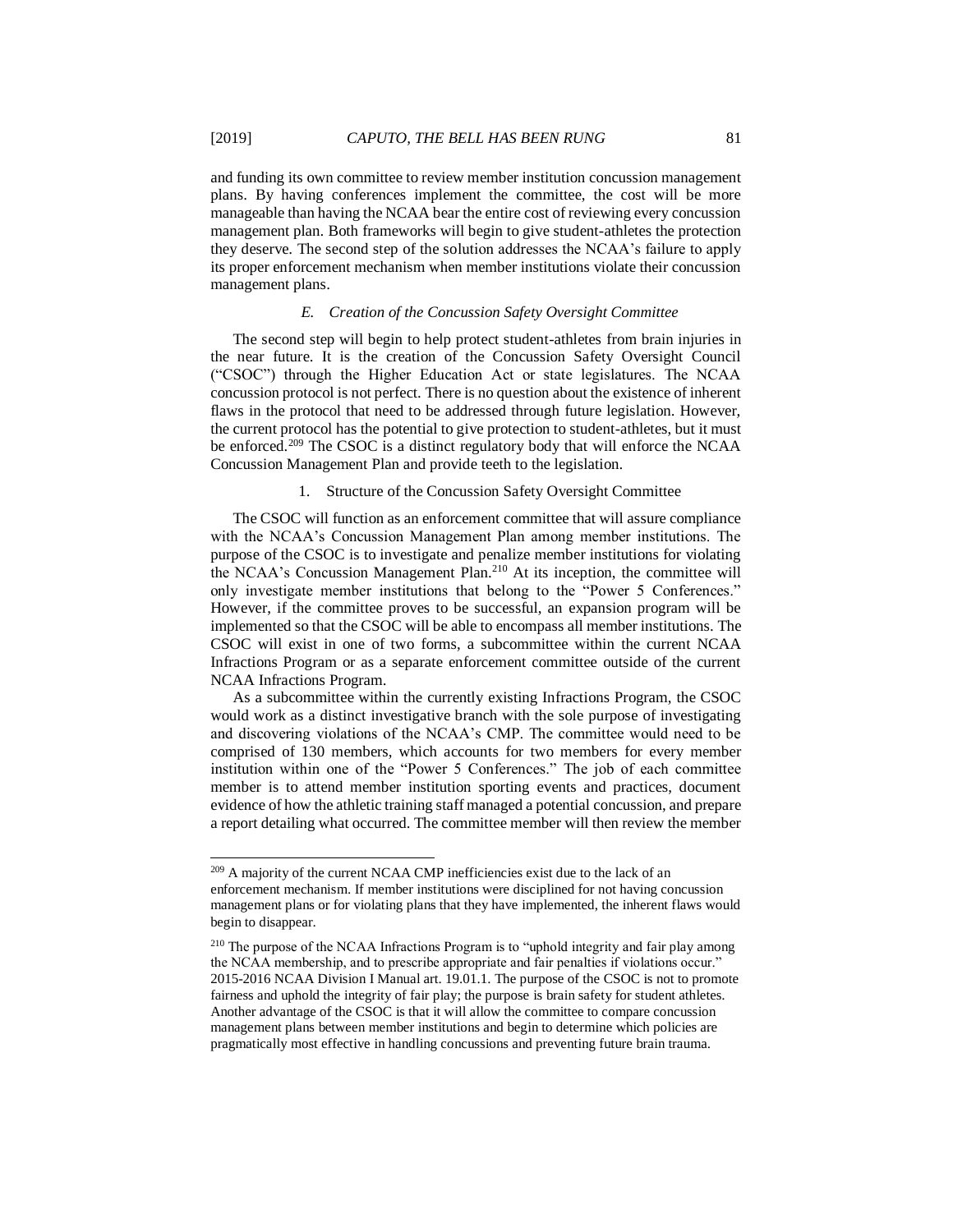and funding its own committee to review member institution concussion management plans. By having conferences implement the committee, the cost will be more manageable than having the NCAA bear the entire cost of reviewing every concussion management plan. Both frameworks will begin to give student-athletes the protection they deserve. The second step of the solution addresses the NCAA's failure to apply its proper enforcement mechanism when member institutions violate their concussion management plans.

### *E. Creation of the Concussion Safety Oversight Committee*

The second step will begin to help protect student-athletes from brain injuries in the near future. It is the creation of the Concussion Safety Oversight Council ("CSOC") through the Higher Education Act or state legislatures. The NCAA concussion protocol is not perfect. There is no question about the existence of inherent flaws in the protocol that need to be addressed through future legislation. However, the current protocol has the potential to give protection to student-athletes, but it must be enforced.[209] The CSOC is a distinct regulatory body that will enforce the NCAA Concussion Management Plan and provide teeth to the legislation.

#### 1. Structure of the Concussion Safety Oversight Committee

The CSOC will function as an enforcement committee that will assure compliance with the NCAA's Concussion Management Plan among member institutions. The purpose of the CSOC is to investigate and penalize member institutions for violating the NCAA's Concussion Management Plan.[210] At its inception, the committee will only investigate member institutions that belong to the "Power 5 Conferences." However, if the committee proves to be successful, an expansion program will be implemented so that the CSOC will be able to encompass all member institutions. The CSOC will exist in one of two forms, a subcommittee within the current NCAA Infractions Program or as a separate enforcement committee outside of the current NCAA Infractions Program.

As a subcommittee within the currently existing Infractions Program, the CSOC would work as a distinct investigative branch with the sole purpose of investigating and discovering violations of the NCAA's CMP. The committee would need to be comprised of 130 members, which accounts for two members for every member institution within one of the "Power 5 Conferences." The job of each committee member is to attend member institution sporting events and practices, document evidence of how the athletic training staff managed a potential concussion, and prepare a report detailing what occurred. The committee member will then review the member

---

[209] A majority of the current NCAA CMP inefficiencies exist due to the lack of an enforcement mechanism. If member institutions were disciplined for not having concussion management plans or for violating plans that they have implemented, the inherent flaws would begin to disappear.

[210] The purpose of the NCAA Infractions Program is to "uphold integrity and fair play among the NCAA membership, and to prescribe appropriate and fair penalties if violations occur." 2015-2016 NCAA Division I Manual art. 19.01.1. The purpose of the CSOC is not to promote fairness and uphold the integrity of fair play; the purpose is brain safety for student athletes. Another advantage of the CSOC is that it will allow the committee to compare concussion management plans between member institutions and begin to determine which policies are pragmatically most effective in handling concussions and preventing future brain trauma.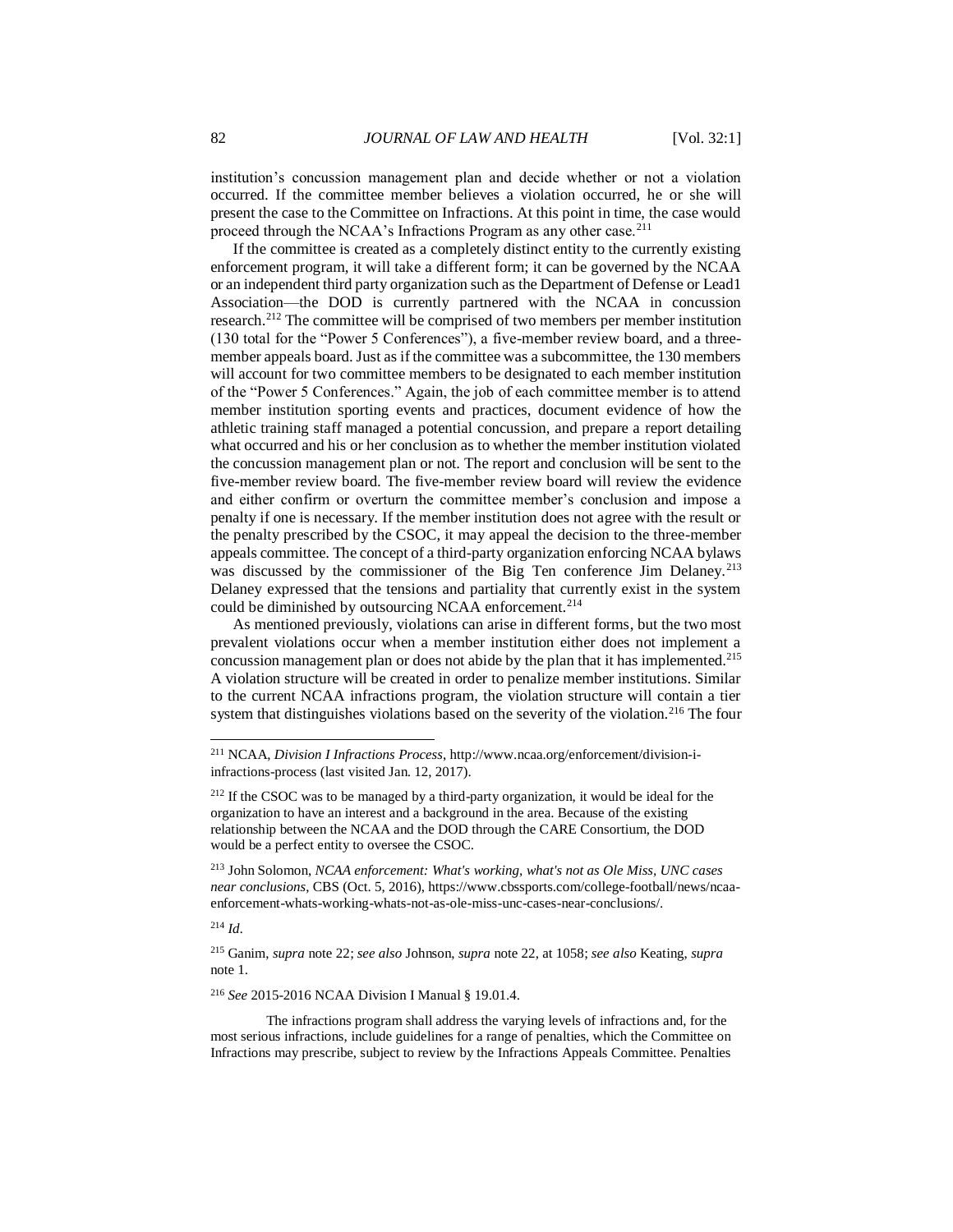institution's concussion management plan and decide whether or not a violation occurred. If the committee member believes a violation occurred, he or she will present the case to the Committee on Infractions. At this point in time, the case would proceed through the NCAA's Infractions Program as any other case.[211]

If the committee is created as a completely distinct entity to the currently existing enforcement program, it will take a different form; it can be governed by the NCAA or an independent third party organization such as the Department of Defense or Lead1 Association—the DOD is currently partnered with the NCAA in concussion research.[212] The committee will be comprised of two members per member institution (130 total for the "Power 5 Conferences"), a five-member review board, and a three-member appeals board. Just as if the committee was a subcommittee, the 130 members will account for two committee members to be designated to each member institution of the "Power 5 Conferences." Again, the job of each committee member is to attend member institution sporting events and practices, document evidence of how the athletic training staff managed a potential concussion, and prepare a report detailing what occurred and his or her conclusion as to whether the member institution violated the concussion management plan or not. The report and conclusion will be sent to the five-member review board. The five-member review board will review the evidence and either confirm or overturn the committee member's conclusion and impose a penalty if one is necessary. If the member institution does not agree with the result or the penalty prescribed by the CSOC, it may appeal the decision to the three-member appeals committee. The concept of a third-party organization enforcing NCAA bylaws was discussed by the commissioner of the Big Ten conference Jim Delaney.[213] Delaney expressed that the tensions and partiality that currently exist in the system could be diminished by outsourcing NCAA enforcement.[214]

As mentioned previously, violations can arise in different forms, but the two most prevalent violations occur when a member institution either does not implement a concussion management plan or does not abide by the plan that it has implemented.[215] A violation structure will be created in order to penalize member institutions. Similar to the current NCAA infractions program, the violation structure will contain a tier system that distinguishes violations based on the severity of the violation.[216] The four

---

[211] NCAA, *Division I Infractions Process*, http://www.ncaa.org/enforcement/division-i-infractions-process (last visited Jan. 12, 2017).

[212] If the CSOC was to be managed by a third-party organization, it would be ideal for the organization to have an interest and a background in the area. Because of the existing relationship between the NCAA and the DOD through the CARE Consortium, the DOD would be a perfect entity to oversee the CSOC.

[213] John Solomon, *NCAA enforcement: What's working, what's not as Ole Miss, UNC cases near conclusions*, CBS (Oct. 5, 2016), https://www.cbssports.com/college-football/news/ncaa-enforcement-whats-working-whats-not-as-ole-miss-unc-cases-near-conclusions/.

[214] *Id*.

[215] Ganim, *supra* note 22; *see also* Johnson, *supra* note 22, at 1058; *see also* Keating, *supra* note 1.

[216] *See* 2015-2016 NCAA Division I Manual § 19.01.4.

The infractions program shall address the varying levels of infractions and, for the most serious infractions, include guidelines for a range of penalties, which the Committee on Infractions may prescribe, subject to review by the Infractions Appeals Committee. Penalties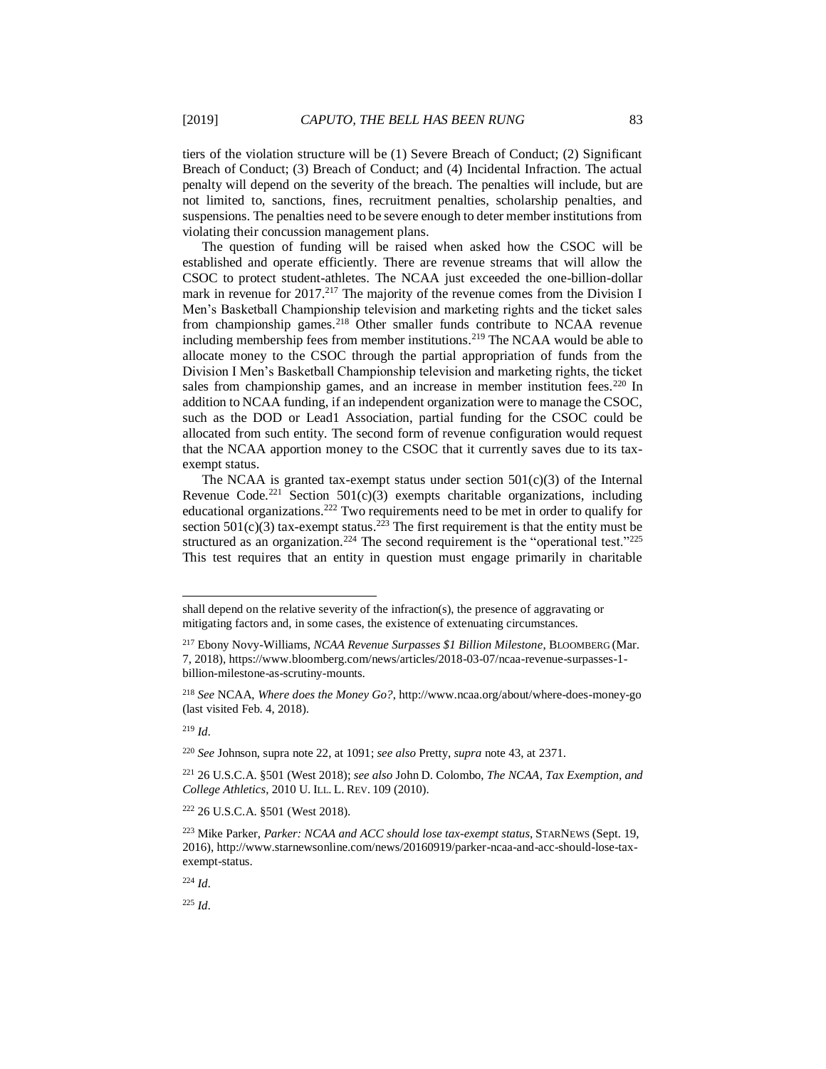tiers of the violation structure will be (1) Severe Breach of Conduct; (2) Significant Breach of Conduct; (3) Breach of Conduct; and (4) Incidental Infraction. The actual penalty will depend on the severity of the breach. The penalties will include, but are not limited to, sanctions, fines, recruitment penalties, scholarship penalties, and suspensions. The penalties need to be severe enough to deter member institutions from violating their concussion management plans.

The question of funding will be raised when asked how the CSOC will be established and operate efficiently. There are revenue streams that will allow the CSOC to protect student-athletes. The NCAA just exceeded the one-billion-dollar mark in revenue for 2017.[217] The majority of the revenue comes from the Division I Men's Basketball Championship television and marketing rights and the ticket sales from championship games.[218] Other smaller funds contribute to NCAA revenue including membership fees from member institutions.[219] The NCAA would be able to allocate money to the CSOC through the partial appropriation of funds from the Division I Men's Basketball Championship television and marketing rights, the ticket sales from championship games, and an increase in member institution fees.[220] In addition to NCAA funding, if an independent organization were to manage the CSOC, such as the DOD or Lead1 Association, partial funding for the CSOC could be allocated from such entity. The second form of revenue configuration would request that the NCAA apportion money to the CSOC that it currently saves due to its tax-exempt status.

The NCAA is granted tax-exempt status under section 501(c)(3) of the Internal Revenue Code.[221] Section 501(c)(3) exempts charitable organizations, including educational organizations.[222] Two requirements need to be met in order to qualify for section 501(c)(3) tax-exempt status.[223] The first requirement is that the entity must be structured as an organization.[224] The second requirement is the "operational test."[225] This test requires that an entity in question must engage primarily in charitable

---

shall depend on the relative severity of the infraction(s), the presence of aggravating or mitigating factors and, in some cases, the existence of extenuating circumstances.

[217] Ebony Novy-Williams, *NCAA Revenue Surpasses $1 Billion Milestone*, BLOOMBERG (Mar. 7, 2018), https://www.bloomberg.com/news/articles/2018-03-07/ncaa-revenue-surpasses-1-billion-milestone-as-scrutiny-mounts.

[218] *See* NCAA, *Where does the Money Go?*, http://www.ncaa.org/about/where-does-money-go (last visited Feb. 4, 2018).

[219] *Id*.

[220] *See* Johnson, supra note 22, at 1091; *see also* Pretty, *supra* note 43, at 2371.

[221] 26 U.S.C.A. §501 (West 2018); *see also* John D. Colombo, *The NCAA, Tax Exemption, and College Athletics*, 2010 U. ILL. L. REV. 109 (2010).

[222] 26 U.S.C.A. §501 (West 2018).

[223] Mike Parker, *Parker: NCAA and ACC should lose tax-exempt status*, STARNEWS (Sept. 19, 2016), http://www.starnewsonline.com/news/20160919/parker-ncaa-and-acc-should-lose-tax-exempt-status.

[224] *Id*.

[225] *Id*.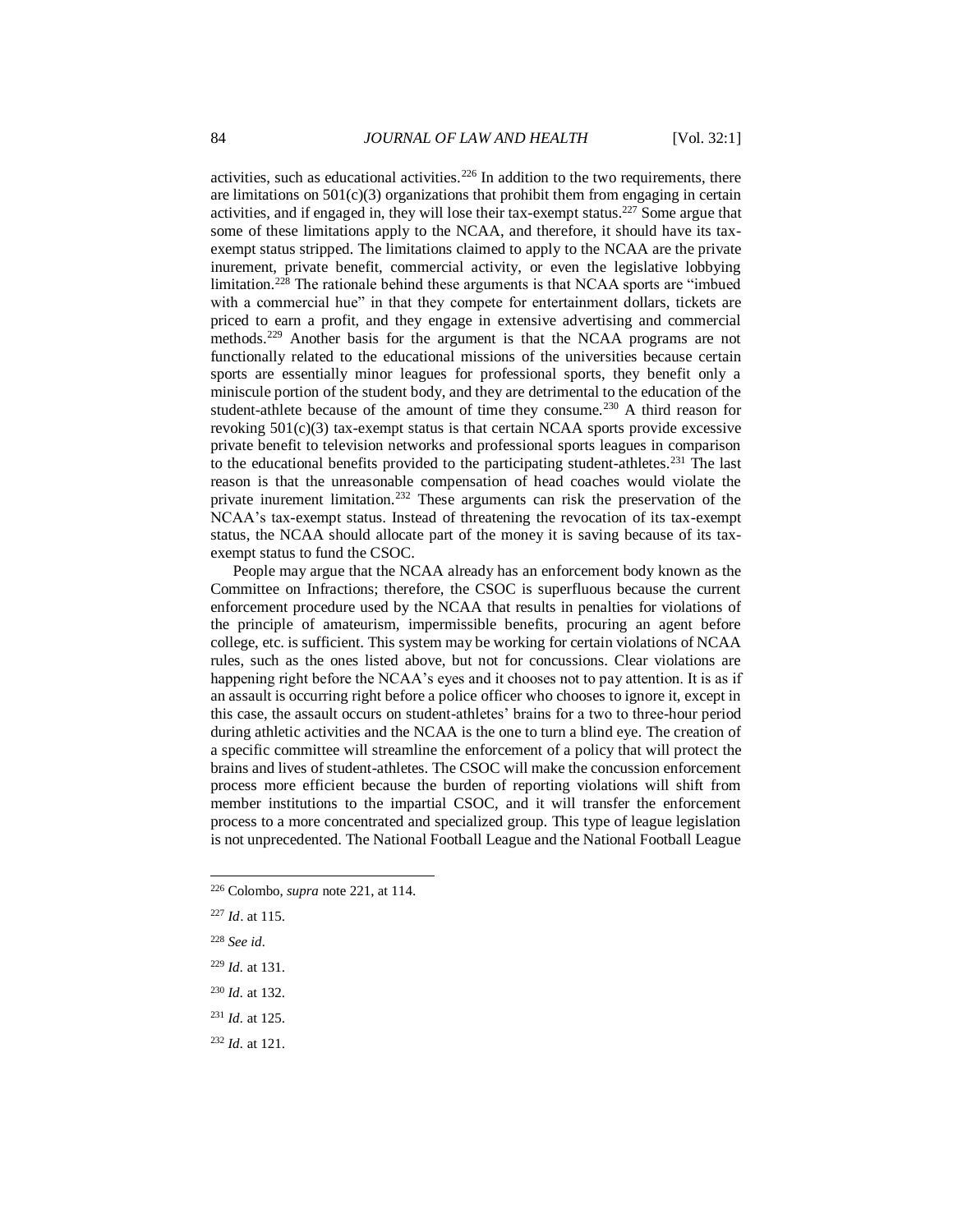activities, such as educational activities.[226] In addition to the two requirements, there are limitations on 501(c)(3) organizations that prohibit them from engaging in certain activities, and if engaged in, they will lose their tax-exempt status.[227] Some argue that some of these limitations apply to the NCAA, and therefore, it should have its tax-exempt status stripped. The limitations claimed to apply to the NCAA are the private inurement, private benefit, commercial activity, or even the legislative lobbying limitation.[228] The rationale behind these arguments is that NCAA sports are "imbued with a commercial hue" in that they compete for entertainment dollars, tickets are priced to earn a profit, and they engage in extensive advertising and commercial methods.[229] Another basis for the argument is that the NCAA programs are not functionally related to the educational missions of the universities because certain sports are essentially minor leagues for professional sports, they benefit only a miniscule portion of the student body, and they are detrimental to the education of the student-athlete because of the amount of time they consume.[230] A third reason for revoking 501(c)(3) tax-exempt status is that certain NCAA sports provide excessive private benefit to television networks and professional sports leagues in comparison to the educational benefits provided to the participating student-athletes.[231] The last reason is that the unreasonable compensation of head coaches would violate the private inurement limitation.[232] These arguments can risk the preservation of the NCAA's tax-exempt status. Instead of threatening the revocation of its tax-exempt status, the NCAA should allocate part of the money it is saving because of its tax-exempt status to fund the CSOC.

People may argue that the NCAA already has an enforcement body known as the Committee on Infractions; therefore, the CSOC is superfluous because the current enforcement procedure used by the NCAA that results in penalties for violations of the principle of amateurism, impermissible benefits, procuring an agent before college, etc. is sufficient. This system may be working for certain violations of NCAA rules, such as the ones listed above, but not for concussions. Clear violations are happening right before the NCAA's eyes and it chooses not to pay attention. It is as if an assault is occurring right before a police officer who chooses to ignore it, except in this case, the assault occurs on student-athletes' brains for a two to three-hour period during athletic activities and the NCAA is the one to turn a blind eye. The creation of a specific committee will streamline the enforcement of a policy that will protect the brains and lives of student-athletes. The CSOC will make the concussion enforcement process more efficient because the burden of reporting violations will shift from member institutions to the impartial CSOC, and it will transfer the enforcement process to a more concentrated and specialized group. This type of league legislation is not unprecedented. The National Football League and the National Football League

---

[226] Colombo, *supra* note 221, at 114.

[227] *Id*. at 115.

[228] *See id*.

[229] *Id*. at 131.

[230] *Id*. at 132.

[231] *Id*. at 125.

[232] *Id*. at 121.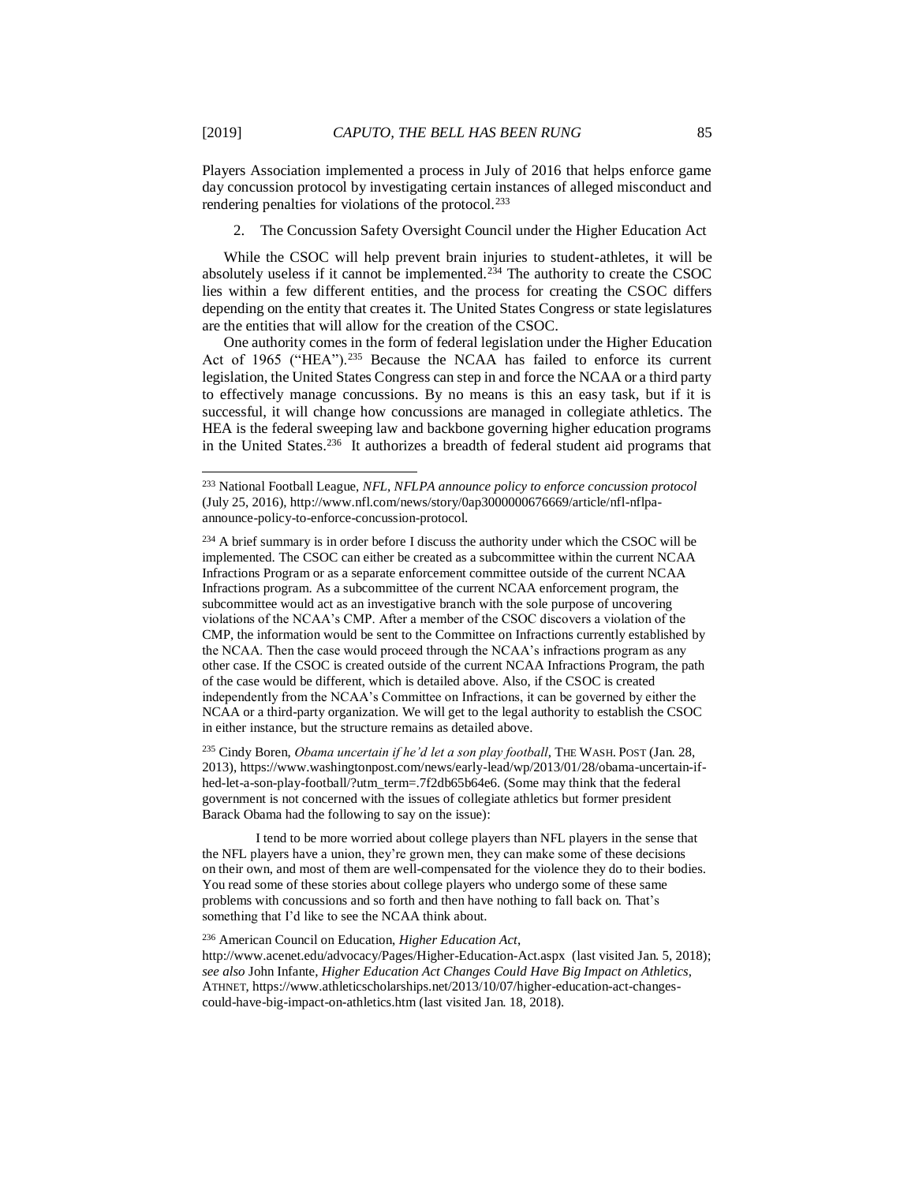Players Association implemented a process in July of 2016 that helps enforce game day concussion protocol by investigating certain instances of alleged misconduct and rendering penalties for violations of the protocol.[233]

2. The Concussion Safety Oversight Council under the Higher Education Act

While the CSOC will help prevent brain injuries to student-athletes, it will be absolutely useless if it cannot be implemented.[234] The authority to create the CSOC lies within a few different entities, and the process for creating the CSOC differs depending on the entity that creates it. The United States Congress or state legislatures are the entities that will allow for the creation of the CSOC.

One authority comes in the form of federal legislation under the Higher Education Act of 1965 ("HEA").[235] Because the NCAA has failed to enforce its current legislation, the United States Congress can step in and force the NCAA or a third party to effectively manage concussions. By no means is this an easy task, but if it is successful, it will change how concussions are managed in collegiate athletics. The HEA is the federal sweeping law and backbone governing higher education programs in the United States.[236] It authorizes a breadth of federal student aid programs that

---

[233] National Football League, *NFL, NFLPA announce policy to enforce concussion protocol* (July 25, 2016), http://www.nfl.com/news/story/0ap3000000676669/article/nfl-nflpa-announce-policy-to-enforce-concussion-protocol.

[234] A brief summary is in order before I discuss the authority under which the CSOC will be implemented. The CSOC can either be created as a subcommittee within the current NCAA Infractions Program or as a separate enforcement committee outside of the current NCAA Infractions program. As a subcommittee of the current NCAA enforcement program, the subcommittee would act as an investigative branch with the sole purpose of uncovering violations of the NCAA's CMP. After a member of the CSOC discovers a violation of the CMP, the information would be sent to the Committee on Infractions currently established by the NCAA. Then the case would proceed through the NCAA's infractions program as any other case. If the CSOC is created outside of the current NCAA Infractions Program, the path of the case would be different, which is detailed above. Also, if the CSOC is created independently from the NCAA's Committee on Infractions, it can be governed by either the NCAA or a third-party organization. We will get to the legal authority to establish the CSOC in either instance, but the structure remains as detailed above.

[235] Cindy Boren, *Obama uncertain if he'd let a son play football*, THE WASH. POST (Jan. 28, 2013), https://www.washingtonpost.com/news/early-lead/wp/2013/01/28/obama-uncertain-if-hed-let-a-son-play-football/?utm_term=.7f2db65b64e6. (Some may think that the federal government is not concerned with the issues of collegiate athletics but former president Barack Obama had the following to say on the issue):

> I tend to be more worried about college players than NFL players in the sense that the NFL players have a union, they're grown men, they can make some of these decisions on their own, and most of them are well-compensated for the violence they do to their bodies. You read some of these stories about college players who undergo some of these same problems with concussions and so forth and then have nothing to fall back on. That's something that I'd like to see the NCAA think about.

[236] American Council on Education, *Higher Education Act*, http://www.acenet.edu/advocacy/Pages/Higher-Education-Act.aspx (last visited Jan. 5, 2018); *see also* John Infante, *Higher Education Act Changes Could Have Big Impact on Athletics*, ATHNET, https://www.athleticscholarships.net/2013/10/07/higher-education-act-changes-could-have-big-impact-on-athletics.htm (last visited Jan. 18, 2018).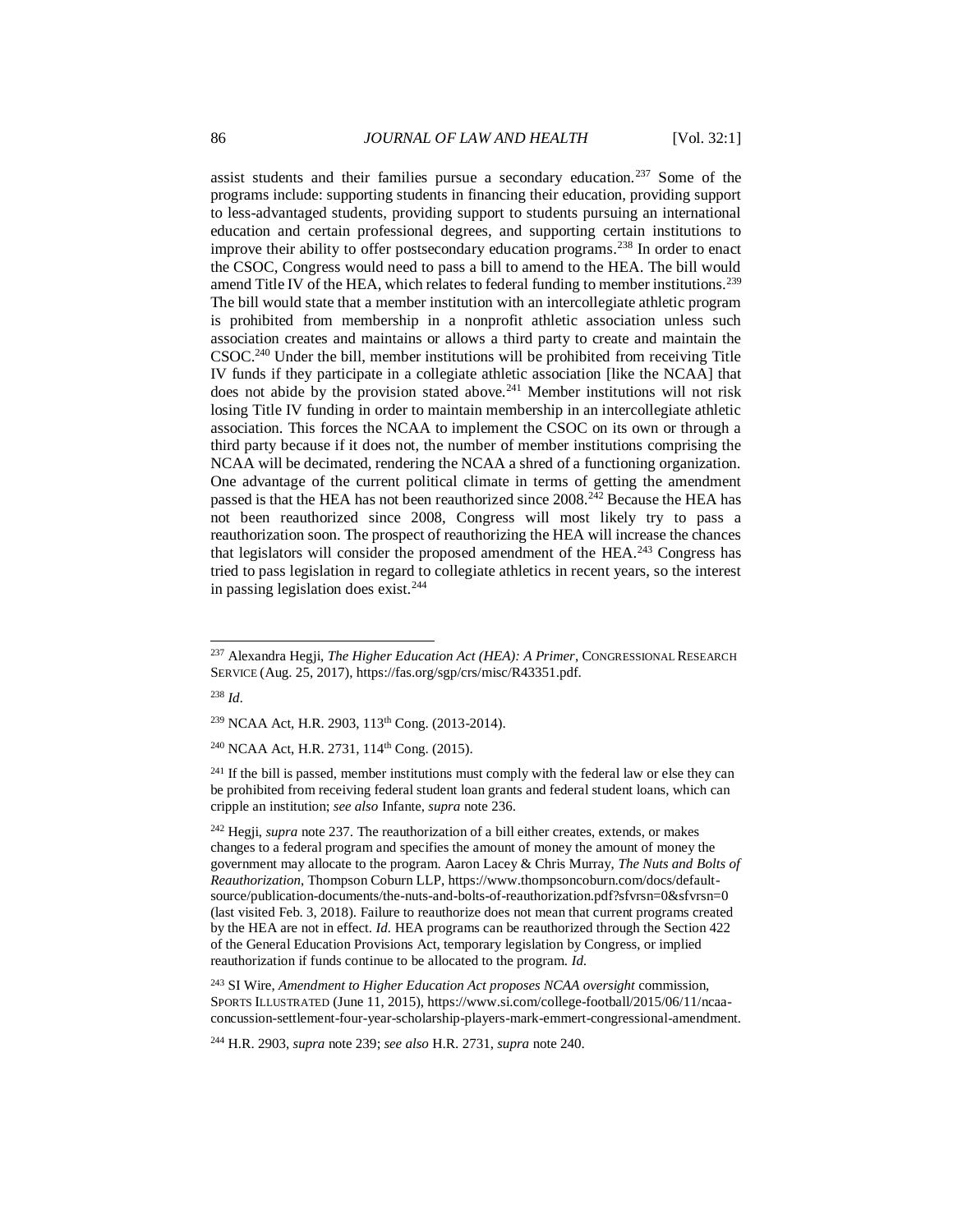assist students and their families pursue a secondary education.[237] Some of the programs include: supporting students in financing their education, providing support to less-advantaged students, providing support to students pursuing an international education and certain professional degrees, and supporting certain institutions to improve their ability to offer postsecondary education programs.[238] In order to enact the CSOC, Congress would need to pass a bill to amend to the HEA. The bill would amend Title IV of the HEA, which relates to federal funding to member institutions.[239] The bill would state that a member institution with an intercollegiate athletic program is prohibited from membership in a nonprofit athletic association unless such association creates and maintains or allows a third party to create and maintain the CSOC.[240] Under the bill, member institutions will be prohibited from receiving Title IV funds if they participate in a collegiate athletic association [like the NCAA] that does not abide by the provision stated above.[241] Member institutions will not risk losing Title IV funding in order to maintain membership in an intercollegiate athletic association. This forces the NCAA to implement the CSOC on its own or through a third party because if it does not, the number of member institutions comprising the NCAA will be decimated, rendering the NCAA a shred of a functioning organization. One advantage of the current political climate in terms of getting the amendment passed is that the HEA has not been reauthorized since 2008.[242] Because the HEA has not been reauthorized since 2008, Congress will most likely try to pass a reauthorization soon. The prospect of reauthorizing the HEA will increase the chances that legislators will consider the proposed amendment of the HEA.[243] Congress has tried to pass legislation in regard to collegiate athletics in recent years, so the interest in passing legislation does exist.[244]

---

[237] Alexandra Hegji, *The Higher Education Act (HEA): A Primer*, CONGRESSIONAL RESEARCH SERVICE (Aug. 25, 2017), https://fas.org/sgp/crs/misc/R43351.pdf.

[238] *Id*.

[239] NCAA Act, H.R. 2903, 113th Cong. (2013-2014).

[240] NCAA Act, H.R. 2731, 114th Cong. (2015).

[241] If the bill is passed, member institutions must comply with the federal law or else they can be prohibited from receiving federal student loan grants and federal student loans, which can cripple an institution; *see also* Infante, *supra* note 236.

[242] Hegji, *supra* note 237. The reauthorization of a bill either creates, extends, or makes changes to a federal program and specifies the amount of money the amount of money the government may allocate to the program. Aaron Lacey & Chris Murray, *The Nuts and Bolts of Reauthorization*, Thompson Coburn LLP, https://www.thompsoncoburn.com/docs/default-source/publication-documents/the-nuts-and-bolts-of-reauthorization.pdf?sfvrsn=0&sfvrsn=0 (last visited Feb. 3, 2018). Failure to reauthorize does not mean that current programs created by the HEA are not in effect. *Id.* HEA programs can be reauthorized through the Section 422 of the General Education Provisions Act, temporary legislation by Congress, or implied reauthorization if funds continue to be allocated to the program. *Id.*

[243] SI Wire, *Amendment to Higher Education Act proposes NCAA oversight* commission, SPORTS ILLUSTRATED (June 11, 2015), https://www.si.com/college-football/2015/06/11/ncaa-concussion-settlement-four-year-scholarship-players-mark-emmert-congressional-amendment.

[244] H.R. 2903, *supra* note 239; *see also* H.R. 2731, *supra* note 240.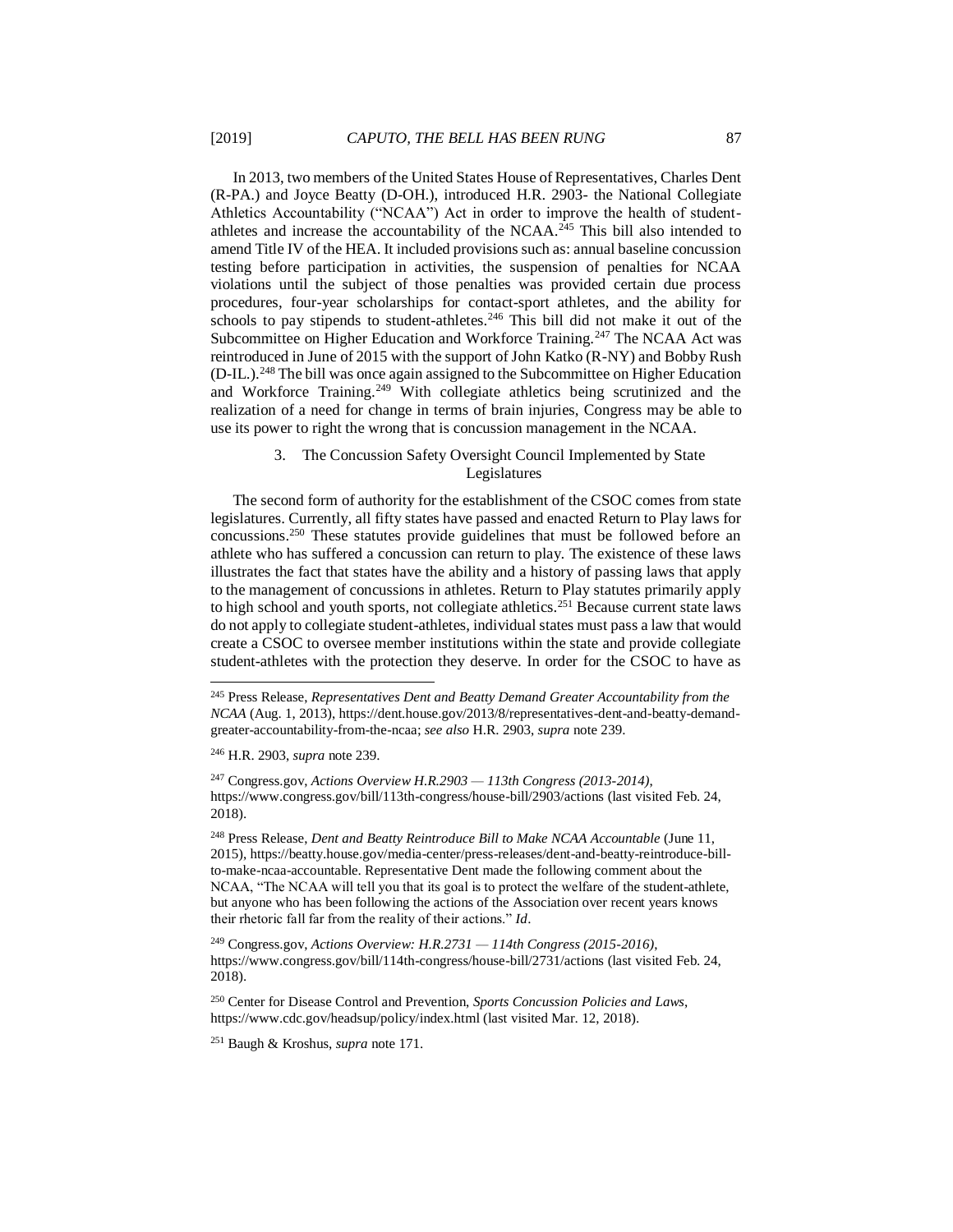In 2013, two members of the United States House of Representatives, Charles Dent (R-PA.) and Joyce Beatty (D-OH.), introduced H.R. 2903- the National Collegiate Athletics Accountability ("NCAA") Act in order to improve the health of student-athletes and increase the accountability of the NCAA.[245] This bill also intended to amend Title IV of the HEA. It included provisions such as: annual baseline concussion testing before participation in activities, the suspension of penalties for NCAA violations until the subject of those penalties was provided certain due process procedures, four-year scholarships for contact-sport athletes, and the ability for schools to pay stipends to student-athletes.[246] This bill did not make it out of the Subcommittee on Higher Education and Workforce Training.[247] The NCAA Act was reintroduced in June of 2015 with the support of John Katko (R-NY) and Bobby Rush (D-IL.).[248] The bill was once again assigned to the Subcommittee on Higher Education and Workforce Training.[249] With collegiate athletics being scrutinized and the realization of a need for change in terms of brain injuries, Congress may be able to use its power to right the wrong that is concussion management in the NCAA.

### 3. The Concussion Safety Oversight Council Implemented by State Legislatures

The second form of authority for the establishment of the CSOC comes from state legislatures. Currently, all fifty states have passed and enacted Return to Play laws for concussions.[250] These statutes provide guidelines that must be followed before an athlete who has suffered a concussion can return to play. The existence of these laws illustrates the fact that states have the ability and a history of passing laws that apply to the management of concussions in athletes. Return to Play statutes primarily apply to high school and youth sports, not collegiate athletics.[251] Because current state laws do not apply to collegiate student-athletes, individual states must pass a law that would create a CSOC to oversee member institutions within the state and provide collegiate student-athletes with the protection they deserve. In order for the CSOC to have as

---

[245] Press Release, *Representatives Dent and Beatty Demand Greater Accountability from the NCAA* (Aug. 1, 2013), https://dent.house.gov/2013/8/representatives-dent-and-beatty-demand-greater-accountability-from-the-ncaa; *see also* H.R. 2903, *supra* note 239.

[246] H.R. 2903, *supra* note 239.

[247] Congress.gov, *Actions Overview H.R.2903 — 113th Congress (2013-2014)*, https://www.congress.gov/bill/113th-congress/house-bill/2903/actions (last visited Feb. 24, 2018).

[248] Press Release, *Dent and Beatty Reintroduce Bill to Make NCAA Accountable* (June 11, 2015), https://beatty.house.gov/media-center/press-releases/dent-and-beatty-reintroduce-bill-to-make-ncaa-accountable. Representative Dent made the following comment about the NCAA, "The NCAA will tell you that its goal is to protect the welfare of the student-athlete, but anyone who has been following the actions of the Association over recent years knows their rhetoric fall far from the reality of their actions." *Id*.

[249] Congress.gov, *Actions Overview: H.R.2731 — 114th Congress (2015-2016)*, https://www.congress.gov/bill/114th-congress/house-bill/2731/actions (last visited Feb. 24, 2018).

[250] Center for Disease Control and Prevention, *Sports Concussion Policies and Laws*, https://www.cdc.gov/headsup/policy/index.html (last visited Mar. 12, 2018).

[251] Baugh & Kroshus, *supra* note 171.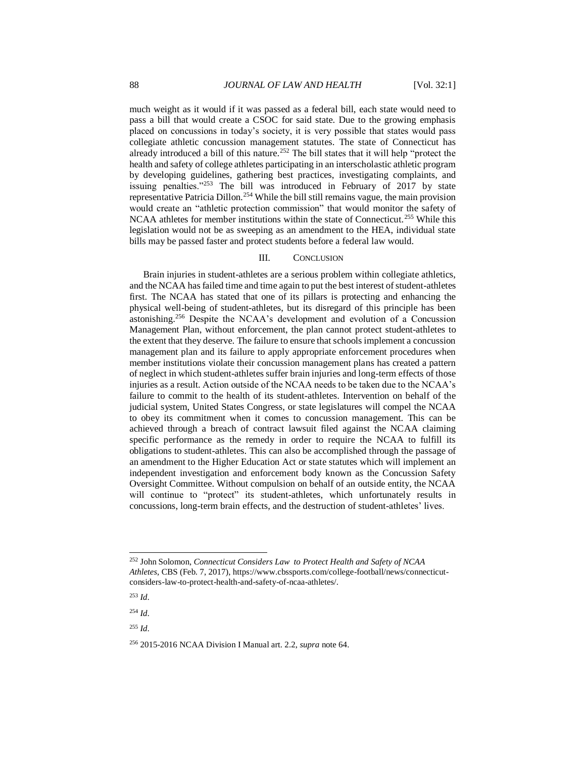much weight as it would if it was passed as a federal bill, each state would need to pass a bill that would create a CSOC for said state. Due to the growing emphasis placed on concussions in today's society, it is very possible that states would pass collegiate athletic concussion management statutes. The state of Connecticut has already introduced a bill of this nature.[252] The bill states that it will help "protect the health and safety of college athletes participating in an interscholastic athletic program by developing guidelines, gathering best practices, investigating complaints, and issuing penalties."[253] The bill was introduced in February of 2017 by state representative Patricia Dillon.[254] While the bill still remains vague, the main provision would create an "athletic protection commission" that would monitor the safety of NCAA athletes for member institutions within the state of Connecticut.[255] While this legislation would not be as sweeping as an amendment to the HEA, individual state bills may be passed faster and protect students before a federal law would.

## III. CONCLUSION

Brain injuries in student-athletes are a serious problem within collegiate athletics, and the NCAA has failed time and time again to put the best interest of student-athletes first. The NCAA has stated that one of its pillars is protecting and enhancing the physical well-being of student-athletes, but its disregard of this principle has been astonishing.[256] Despite the NCAA's development and evolution of a Concussion Management Plan, without enforcement, the plan cannot protect student-athletes to the extent that they deserve. The failure to ensure that schools implement a concussion management plan and its failure to apply appropriate enforcement procedures when member institutions violate their concussion management plans has created a pattern of neglect in which student-athletes suffer brain injuries and long-term effects of those injuries as a result. Action outside of the NCAA needs to be taken due to the NCAA's failure to commit to the health of its student-athletes. Intervention on behalf of the judicial system, United States Congress, or state legislatures will compel the NCAA to obey its commitment when it comes to concussion management. This can be achieved through a breach of contract lawsuit filed against the NCAA claiming specific performance as the remedy in order to require the NCAA to fulfill its obligations to student-athletes. This can also be accomplished through the passage of an amendment to the Higher Education Act or state statutes which will implement an independent investigation and enforcement body known as the Concussion Safety Oversight Committee. Without compulsion on behalf of an outside entity, the NCAA will continue to "protect" its student-athletes, which unfortunately results in concussions, long-term brain effects, and the destruction of student-athletes' lives.

---

[252] John Solomon, *Connecticut Considers Law to Protect Health and Safety of NCAA Athletes*, CBS (Feb. 7, 2017), https://www.cbssports.com/college-football/news/connecticut-considers-law-to-protect-health-and-safety-of-ncaa-athletes/.

[253] *Id*.

[254] *Id*.

[255] *Id*.

[256] 2015-2016 NCAA Division I Manual art. 2.2, *supra* note 64.